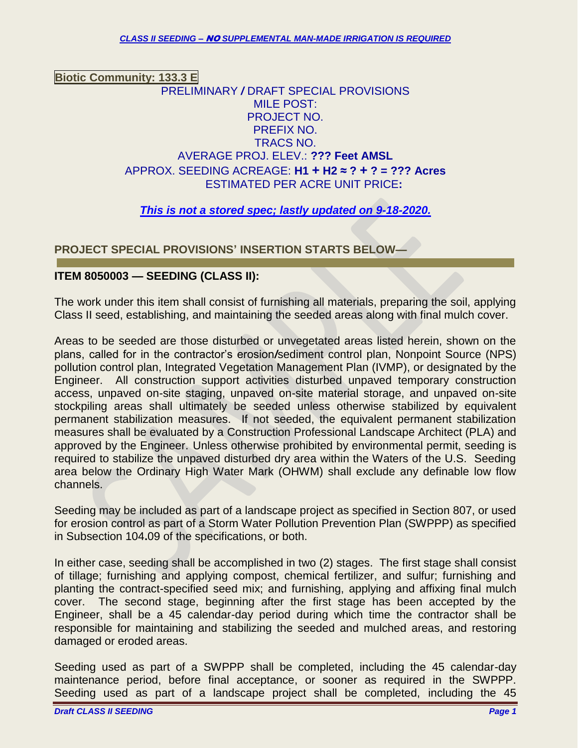***CLASS II SEEDING – NO SUPPLEMENTAL MAN-MADE IRRIGATION IS REQUIRED***

**Biotic Community: 133.3 E**

PRELIMINARY / DRAFT SPECIAL PROVISIONS
MILE POST:
PROJECT NO.
PREFIX NO.
TRACS NO.
AVERAGE PROJ. ELEV.: **??? Feet AMSL**
APPROX. SEEDING ACREAGE: **H1 + H2 ≈ ? + ? = ??? Acres**
ESTIMATED PER ACRE UNIT PRICE**:**

***This is not a stored spec; lastly updated on 9-18-2020.***

## PROJECT SPECIAL PROVISIONS' INSERTION STARTS BELOW—

### ITEM 8050003 — SEEDING (CLASS II):

The work under this item shall consist of furnishing all materials, preparing the soil, applying Class II seed, establishing, and maintaining the seeded areas along with final mulch cover.

Areas to be seeded are those disturbed or unvegetated areas listed herein, shown on the plans, called for in the contractor's erosion/sediment control plan, Nonpoint Source (NPS) pollution control plan, Integrated Vegetation Management Plan (IVMP), or designated by the Engineer. All construction support activities disturbed unpaved temporary construction access, unpaved on-site staging, unpaved on-site material storage, and unpaved on-site stockpiling areas shall ultimately be seeded unless otherwise stabilized by equivalent permanent stabilization measures. If not seeded, the equivalent permanent stabilization measures shall be evaluated by a Construction Professional Landscape Architect (PLA) and approved by the Engineer. Unless otherwise prohibited by environmental permit, seeding is required to stabilize the unpaved disturbed dry area within the Waters of the U.S. Seeding area below the Ordinary High Water Mark (OHWM) shall exclude any definable low flow channels.

Seeding may be included as part of a landscape project as specified in Section 807, or used for erosion control as part of a Storm Water Pollution Prevention Plan (SWPPP) as specified in Subsection 104.09 of the specifications, or both.

In either case, seeding shall be accomplished in two (2) stages. The first stage shall consist of tillage; furnishing and applying compost, chemical fertilizer, and sulfur; furnishing and planting the contract-specified seed mix; and furnishing, applying and affixing final mulch cover. The second stage, beginning after the first stage has been accepted by the Engineer, shall be a 45 calendar-day period during which time the contractor shall be responsible for maintaining and stabilizing the seeded and mulched areas, and restoring damaged or eroded areas.

Seeding used as part of a SWPPP shall be completed, including the 45 calendar-day maintenance period, before final acceptance, or sooner as required in the SWPPP. Seeding used as part of a landscape project shall be completed, including the 45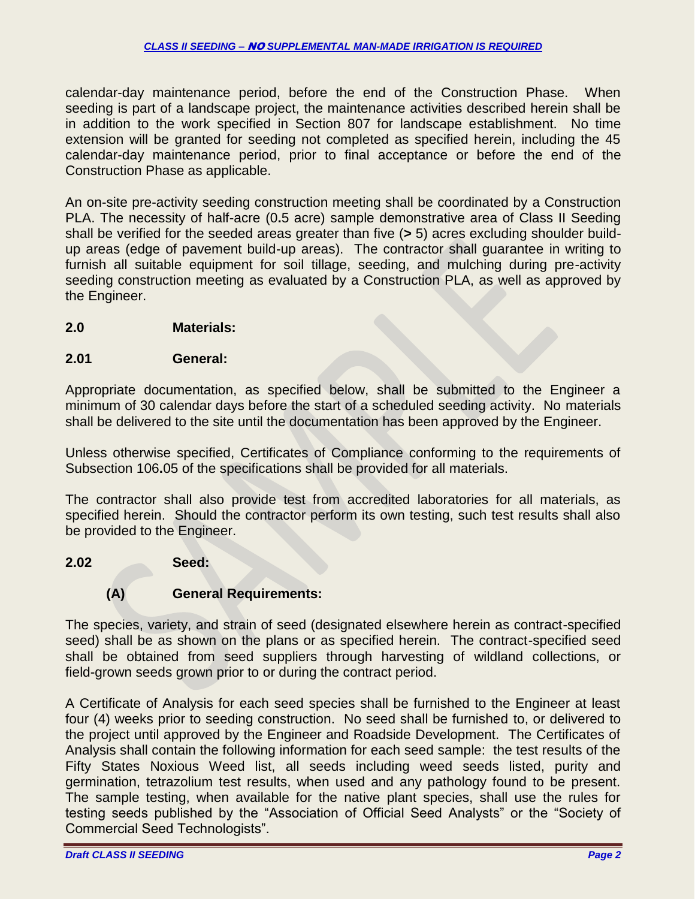calendar-day maintenance period, before the end of the Construction Phase. When seeding is part of a landscape project, the maintenance activities described herein shall be in addition to the work specified in Section 807 for landscape establishment. No time extension will be granted for seeding not completed as specified herein, including the 45 calendar-day maintenance period, prior to final acceptance or before the end of the Construction Phase as applicable.

An on-site pre-activity seeding construction meeting shall be coordinated by a Construction PLA. The necessity of half-acre (0.5 acre) sample demonstrative area of Class II Seeding shall be verified for the seeded areas greater than five (**>** 5) acres excluding shoulder build-up areas (edge of pavement build-up areas). The contractor shall guarantee in writing to furnish all suitable equipment for soil tillage, seeding, and mulching during pre-activity seeding construction meeting as evaluated by a Construction PLA, as well as approved by the Engineer.

## 2.0 Materials:

### 2.01 General:

Appropriate documentation, as specified below, shall be submitted to the Engineer a minimum of 30 calendar days before the start of a scheduled seeding activity. No materials shall be delivered to the site until the documentation has been approved by the Engineer.

Unless otherwise specified, Certificates of Compliance conforming to the requirements of Subsection 106.05 of the specifications shall be provided for all materials.

The contractor shall also provide test from accredited laboratories for all materials, as specified herein. Should the contractor perform its own testing, such test results shall also be provided to the Engineer.

### 2.02 Seed:

#### (A) General Requirements:

The species, variety, and strain of seed (designated elsewhere herein as contract-specified seed) shall be as shown on the plans or as specified herein. The contract-specified seed shall be obtained from seed suppliers through harvesting of wildland collections, or field-grown seeds grown prior to or during the contract period.

A Certificate of Analysis for each seed species shall be furnished to the Engineer at least four (4) weeks prior to seeding construction. No seed shall be furnished to, or delivered to the project until approved by the Engineer and Roadside Development. The Certificates of Analysis shall contain the following information for each seed sample: the test results of the Fifty States Noxious Weed list, all seeds including weed seeds listed, purity and germination, tetrazolium test results, when used and any pathology found to be present. The sample testing, when available for the native plant species, shall use the rules for testing seeds published by the "Association of Official Seed Analysts" or the "Society of Commercial Seed Technologists".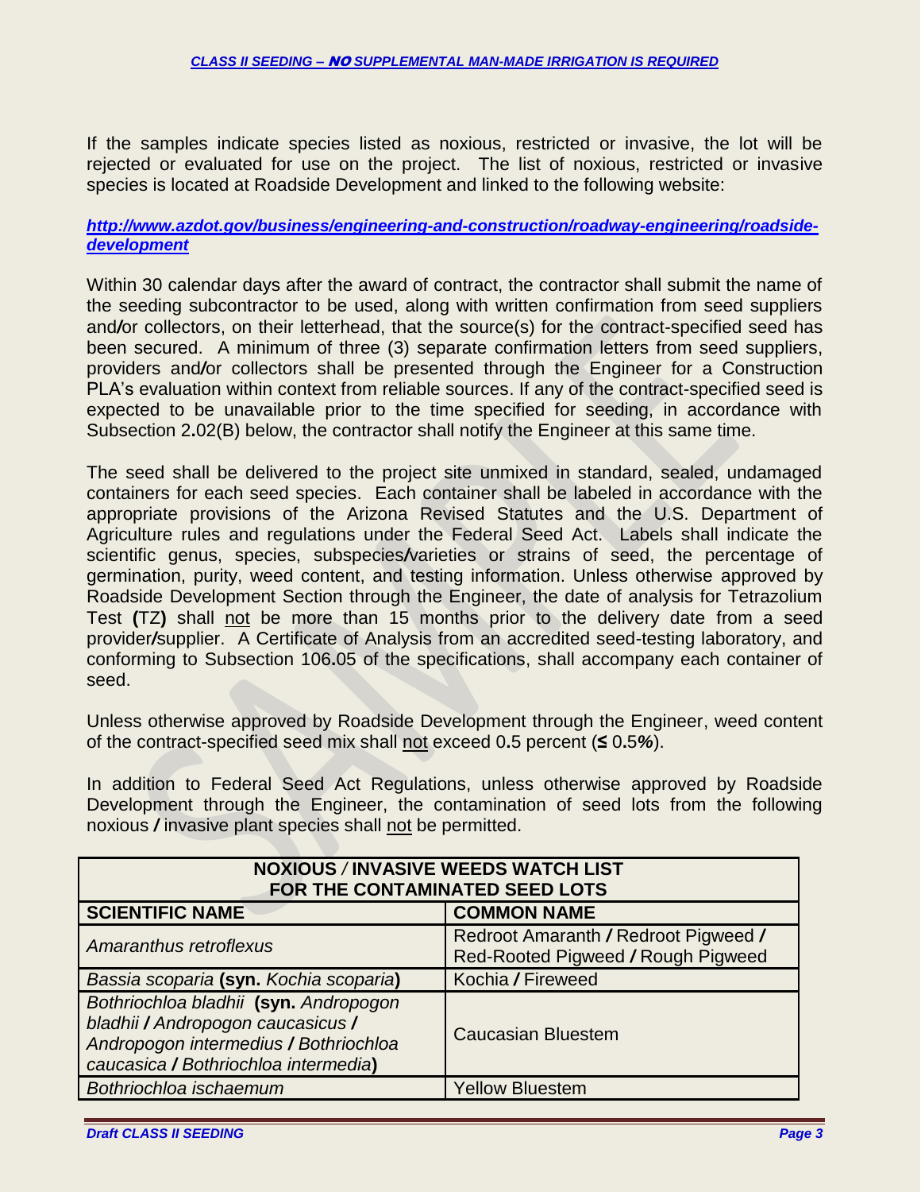If the samples indicate species listed as noxious, restricted or invasive, the lot will be rejected or evaluated for use on the project. The list of noxious, restricted or invasive species is located at Roadside Development and linked to the following website:

***http://www.azdot.gov/business/engineering-and-construction/roadway-engineering/roadside-development***

Within 30 calendar days after the award of contract, the contractor shall submit the name of the seeding subcontractor to be used, along with written confirmation from seed suppliers and/or collectors, on their letterhead, that the source(s) for the contract-specified seed has been secured. A minimum of three (3) separate confirmation letters from seed suppliers, providers and/or collectors shall be presented through the Engineer for a Construction PLA's evaluation within context from reliable sources. If any of the contract-specified seed is expected to be unavailable prior to the time specified for seeding, in accordance with Subsection 2.02(B) below, the contractor shall notify the Engineer at this same time.

The seed shall be delivered to the project site unmixed in standard, sealed, undamaged containers for each seed species. Each container shall be labeled in accordance with the appropriate provisions of the Arizona Revised Statutes and the U.S. Department of Agriculture rules and regulations under the Federal Seed Act. Labels shall indicate the scientific genus, species, subspecies/varieties or strains of seed, the percentage of germination, purity, weed content, and testing information. Unless otherwise approved by Roadside Development Section through the Engineer, the date of analysis for Tetrazolium Test (TZ) shall not be more than 15 months prior to the delivery date from a seed provider/supplier. A Certificate of Analysis from an accredited seed-testing laboratory, and conforming to Subsection 106.05 of the specifications, shall accompany each container of seed.

Unless otherwise approved by Roadside Development through the Engineer, weed content of the contract-specified seed mix shall not exceed 0.5 percent (≤ 0.5%).

In addition to Federal Seed Act Regulations, unless otherwise approved by Roadside Development through the Engineer, the contamination of seed lots from the following noxious / invasive plant species shall not be permitted.

| NOXIOUS / INVASIVE WEEDS WATCH LIST FOR THE CONTAMINATED SEED LOTS | |
|---|---|
| **SCIENTIFIC NAME** | **COMMON NAME** |
| *Amaranthus retroflexus* | Redroot Amaranth / Redroot Pigweed / Red-Rooted Pigweed / Rough Pigweed |
| *Bassia scoparia* **(syn.** *Kochia scoparia***)** | Kochia / Fireweed |
| *Bothriochloa bladhii* **(syn.** *Andropogon bladhii / Andropogon caucasicus / Andropogon intermedius / Bothriochloa caucasica / Bothriochloa intermedia***)** | Caucasian Bluestem |
| *Bothriochloa ischaemum* | Yellow Bluestem |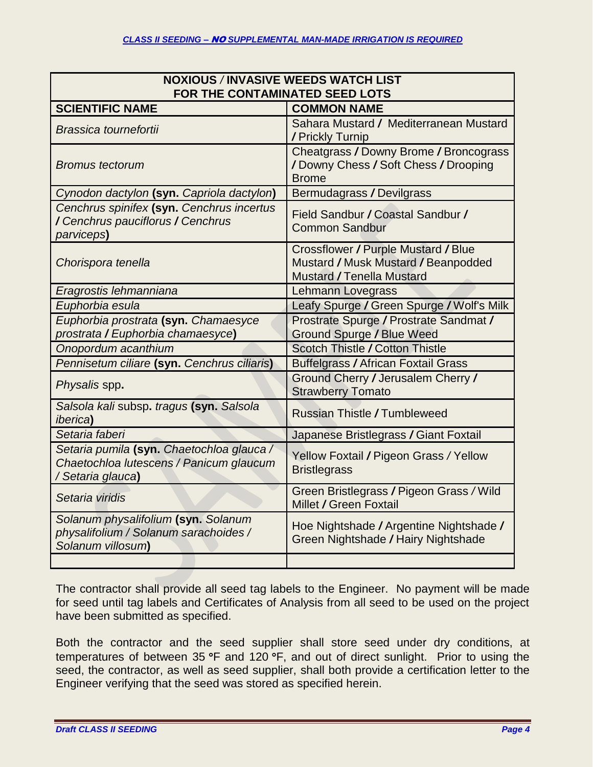| NOXIOUS / INVASIVE WEEDS WATCH LIST FOR THE CONTAMINATED SEED LOTS | |
|---|---|
| **SCIENTIFIC NAME** | **COMMON NAME** |
| *Brassica tournefortii* | Sahara Mustard / Mediterranean Mustard / Prickly Turnip |
| *Bromus tectorum* | Cheatgrass / Downy Brome / Broncograss / Downy Chess / Soft Chess / Drooping Brome |
| *Cynodon dactylon* **(syn.** *Capriola dactylon***)** | Bermudagrass / Devilgrass |
| *Cenchrus spinifex* **(syn.** *Cenchrus incertus / Cenchrus pauciflorus / Cenchrus parviceps***)** | Field Sandbur / Coastal Sandbur / Common Sandbur |
| *Chorispora tenella* | Crossflower / Purple Mustard / Blue Mustard / Musk Mustard / Beanpodded Mustard / Tenella Mustard |
| *Eragrostis lehmanniana* | Lehmann Lovegrass |
| *Euphorbia esula* | Leafy Spurge / Green Spurge / Wolf's Milk |
| *Euphorbia prostrata* **(syn.** *Chamaesyce prostrata / Euphorbia chamaesyce***)** | Prostrate Spurge / Prostrate Sandmat / Ground Spurge / Blue Weed |
| *Onopordum acanthium* | Scotch Thistle / Cotton Thistle |
| *Pennisetum ciliare* **(syn.** *Cenchrus ciliaris***)** | Buffelgrass / African Foxtail Grass |
| *Physalis* spp**.** | Ground Cherry / Jerusalem Cherry / Strawberry Tomato |
| *Salsola kali* subsp**.** *tragus* **(syn.** *Salsola iberica***)** | Russian Thistle / Tumbleweed |
| *Setaria faberi* | Japanese Bristlegrass / Giant Foxtail |
| *Setaria pumila* **(syn.** *Chaetochloa glauca / Chaetochloa lutescens / Panicum glaucum / Setaria glauca***)** | Yellow Foxtail / Pigeon Grass / Yellow Bristlegrass |
| *Setaria viridis* | Green Bristlegrass / Pigeon Grass / Wild Millet / Green Foxtail |
| *Solanum physalifolium* **(syn.** *Solanum physalifolium / Solanum sarachoides / Solanum villosum***)** | Hoe Nightshade / Argentine Nightshade / Green Nightshade / Hairy Nightshade |
| | |

The contractor shall provide all seed tag labels to the Engineer. No payment will be made for seed until tag labels and Certificates of Analysis from all seed to be used on the project have been submitted as specified.

Both the contractor and the seed supplier shall store seed under dry conditions, at temperatures of between 35 °F and 120 °F, and out of direct sunlight. Prior to using the seed, the contractor, as well as seed supplier, shall both provide a certification letter to the Engineer verifying that the seed was stored as specified herein.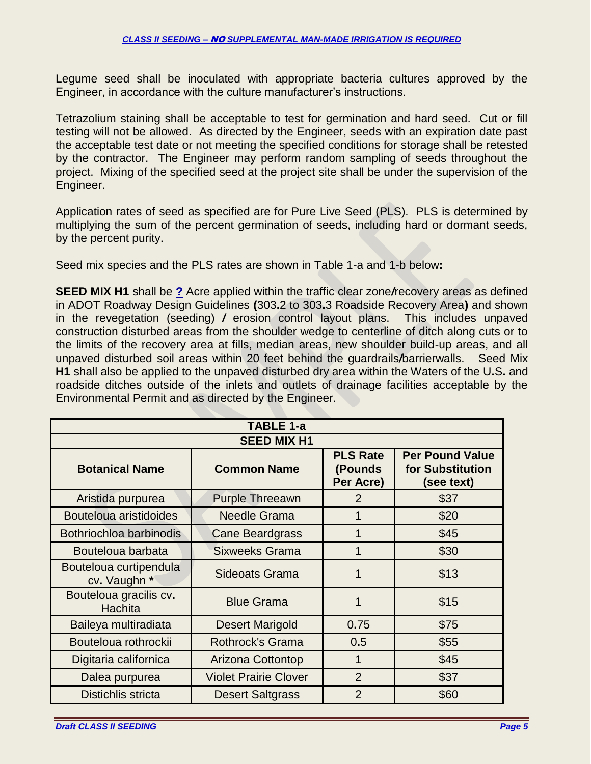Legume seed shall be inoculated with appropriate bacteria cultures approved by the Engineer, in accordance with the culture manufacturer's instructions.

Tetrazolium staining shall be acceptable to test for germination and hard seed. Cut or fill testing will not be allowed. As directed by the Engineer, seeds with an expiration date past the acceptable test date or not meeting the specified conditions for storage shall be retested by the contractor. The Engineer may perform random sampling of seeds throughout the project. Mixing of the specified seed at the project site shall be under the supervision of the Engineer.

Application rates of seed as specified are for Pure Live Seed (PLS). PLS is determined by multiplying the sum of the percent germination of seeds, including hard or dormant seeds, by the percent purity.

Seed mix species and the PLS rates are shown in Table 1-a and 1-b below**:**

**SEED MIX H1** shall be **?** Acre applied within the traffic clear zone**/**recovery areas as defined in ADOT Roadway Design Guidelines **(**303**.**2 to 303**.**3 Roadside Recovery Area**)** and shown in the revegetation (seeding) **/** erosion control layout plans. This includes unpaved construction disturbed areas from the shoulder wedge to centerline of ditch along cuts or to the limits of the recovery area at fills, median areas, new shoulder build-up areas, and all unpaved disturbed soil areas within 20 feet behind the guardrails**/**barrierwalls. Seed Mix **H1** shall also be applied to the unpaved disturbed dry area within the Waters of the U**.**S**.** and roadside ditches outside of the inlets and outlets of drainage facilities acceptable by the Environmental Permit and as directed by the Engineer.

| TABLE 1-a | | | |
|---|---|---|---|
| **SEED MIX H1** | | | |
| **Botanical Name** | **Common Name** | **PLS Rate (Pounds Per Acre)** | **Per Pound Value for Substitution (see text)** |
| Aristida purpurea | Purple Threeawn | 2 | $37 |
| Bouteloua aristidoides | Needle Grama | 1 | $20 |
| Bothriochloa barbinodis | Cane Beardgrass | 1 | $45 |
| Bouteloua barbata | Sixweeks Grama | 1 | $30 |
| Bouteloua curtipendula cv**.** Vaughn **\*** | Sideoats Grama | 1 | $13 |
| Bouteloua gracilis cv**.** Hachita | Blue Grama | 1 | $15 |
| Baileya multiradiata | Desert Marigold | 0**.**75 | $75 |
| Bouteloua rothrockii | Rothrock's Grama | 0**.**5 | $55 |
| Digitaria californica | Arizona Cottontop | 1 | $45 |
| Dalea purpurea | Violet Prairie Clover | 2 | $37 |
| Distichlis stricta | Desert Saltgrass | 2 | $60 |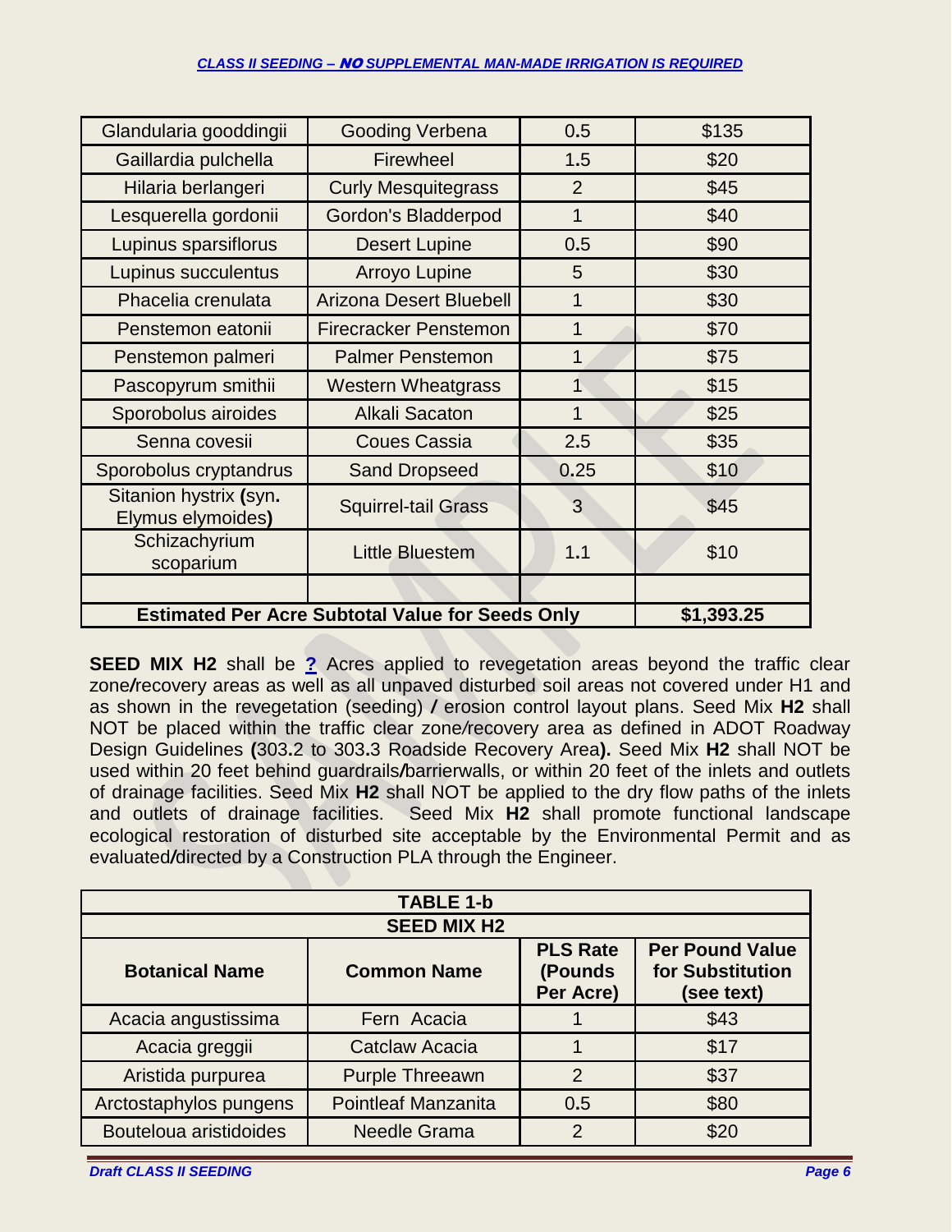| | | | |
|---|---|---|---|
| Glandularia gooddingii | Gooding Verbena | 0.5 | $135 |
| Gaillardia pulchella | Firewheel | 1.5 | $20 |
| Hilaria berlangeri | Curly Mesquitegrass | 2 | $45 |
| Lesquerella gordonii | Gordon's Bladderpod | 1 | $40 |
| Lupinus sparsiflorus | Desert Lupine | 0.5 | $90 |
| Lupinus succulentus | Arroyo Lupine | 5 | $30 |
| Phacelia crenulata | Arizona Desert Bluebell | 1 | $30 |
| Penstemon eatonii | Firecracker Penstemon | 1 | $70 |
| Penstemon palmeri | Palmer Penstemon | 1 | $75 |
| Pascopyrum smithii | Western Wheatgrass | 1 | $15 |
| Sporobolus airoides | Alkali Sacaton | 1 | $25 |
| Senna covesii | Coues Cassia | 2.5 | $35 |
| Sporobolus cryptandrus | Sand Dropseed | 0.25 | $10 |
| Sitanion hystrix (syn. Elymus elymoides) | Squirrel-tail Grass | 3 | $45 |
| Schizachyrium scoparium | Little Bluestem | 1.1 | $10 |
| | | | |
| **Estimated Per Acre Subtotal Value for Seeds Only** | | | **$1,393.25** |

**SEED MIX H2** shall be **?** Acres applied to revegetation areas beyond the traffic clear zone/recovery areas as well as all unpaved disturbed soil areas not covered under H1 and as shown in the revegetation (seeding) / erosion control layout plans. Seed Mix **H2** shall NOT be placed within the traffic clear zone/recovery area as defined in ADOT Roadway Design Guidelines (303.2 to 303.3 Roadside Recovery Area). Seed Mix **H2** shall NOT be used within 20 feet behind guardrails/barrierwalls, or within 20 feet of the inlets and outlets of drainage facilities. Seed Mix **H2** shall NOT be applied to the dry flow paths of the inlets and outlets of drainage facilities. Seed Mix **H2** shall promote functional landscape ecological restoration of disturbed site acceptable by the Environmental Permit and as evaluated/directed by a Construction PLA through the Engineer.

| **TABLE 1-b** | | | |
|---|---|---|---|
| **SEED MIX H2** | | | |
| **Botanical Name** | **Common Name** | **PLS Rate (Pounds Per Acre)** | **Per Pound Value for Substitution (see text)** |
| Acacia angustissima | Fern Acacia | 1 | $43 |
| Acacia greggii | Catclaw Acacia | 1 | $17 |
| Aristida purpurea | Purple Threeawn | 2 | $37 |
| Arctostaphylos pungens | Pointleaf Manzanita | 0.5 | $80 |
| Bouteloua aristidoides | Needle Grama | 2 | $20 |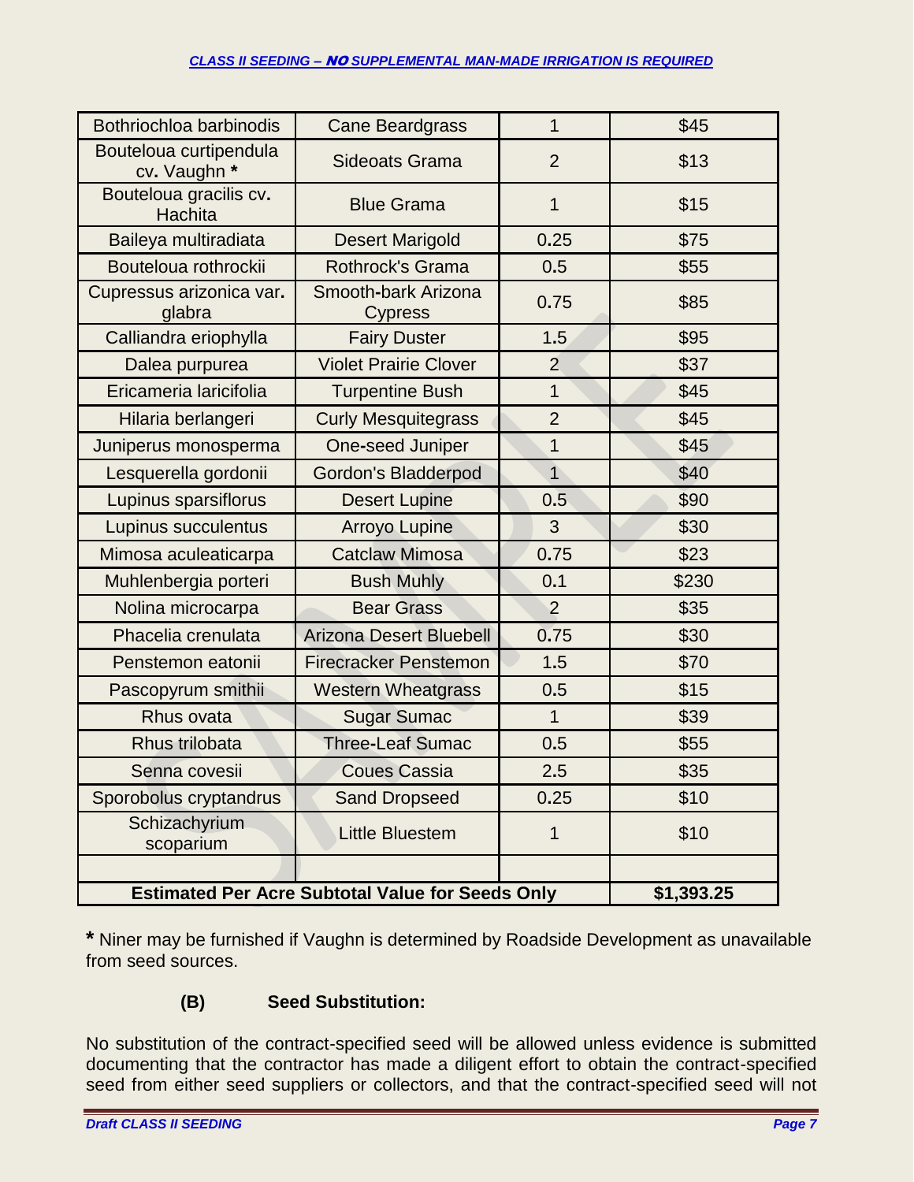| Bothriochloa barbinodis | Cane Beardgrass | 1 | $45 |
|---|---|---|---|
| Bouteloua curtipendula cv. Vaughn * | Sideoats Grama | 2 | $13 |
| Bouteloua gracilis cv. Hachita | Blue Grama | 1 | $15 |
| Baileya multiradiata | Desert Marigold | 0.25 | $75 |
| Bouteloua rothrockii | Rothrock's Grama | 0.5 | $55 |
| Cupressus arizonica var. glabra | Smooth-bark Arizona Cypress | 0.75 | $85 |
| Calliandra eriophylla | Fairy Duster | 1.5 | $95 |
| Dalea purpurea | Violet Prairie Clover | 2 | $37 |
| Ericameria laricifolia | Turpentine Bush | 1 | $45 |
| Hilaria berlangeri | Curly Mesquitegrass | 2 | $45 |
| Juniperus monosperma | One-seed Juniper | 1 | $45 |
| Lesquerella gordonii | Gordon's Bladderpod | 1 | $40 |
| Lupinus sparsiflorus | Desert Lupine | 0.5 | $90 |
| Lupinus succulentus | Arroyo Lupine | 3 | $30 |
| Mimosa aculeaticarpa | Catclaw Mimosa | 0.75 | $23 |
| Muhlenbergia porteri | Bush Muhly | 0.1 | $230 |
| Nolina microcarpa | Bear Grass | 2 | $35 |
| Phacelia crenulata | Arizona Desert Bluebell | 0.75 | $30 |
| Penstemon eatonii | Firecracker Penstemon | 1.5 | $70 |
| Pascopyrum smithii | Western Wheatgrass | 0.5 | $15 |
| Rhus ovata | Sugar Sumac | 1 | $39 |
| Rhus trilobata | Three-Leaf Sumac | 0.5 | $55 |
| Senna covesii | Coues Cassia | 2.5 | $35 |
| Sporobolus cryptandrus | Sand Dropseed | 0.25 | $10 |
| Schizachyrium scoparium | Little Bluestem | 1 | $10 |
| | | | |
| **Estimated Per Acre Subtotal Value for Seeds Only** | | | **$1,393.25** |

**\*** Niner may be furnished if Vaughn is determined by Roadside Development as unavailable from seed sources.

**(B) Seed Substitution:**

No substitution of the contract-specified seed will be allowed unless evidence is submitted documenting that the contractor has made a diligent effort to obtain the contract-specified seed from either seed suppliers or collectors, and that the contract-specified seed will not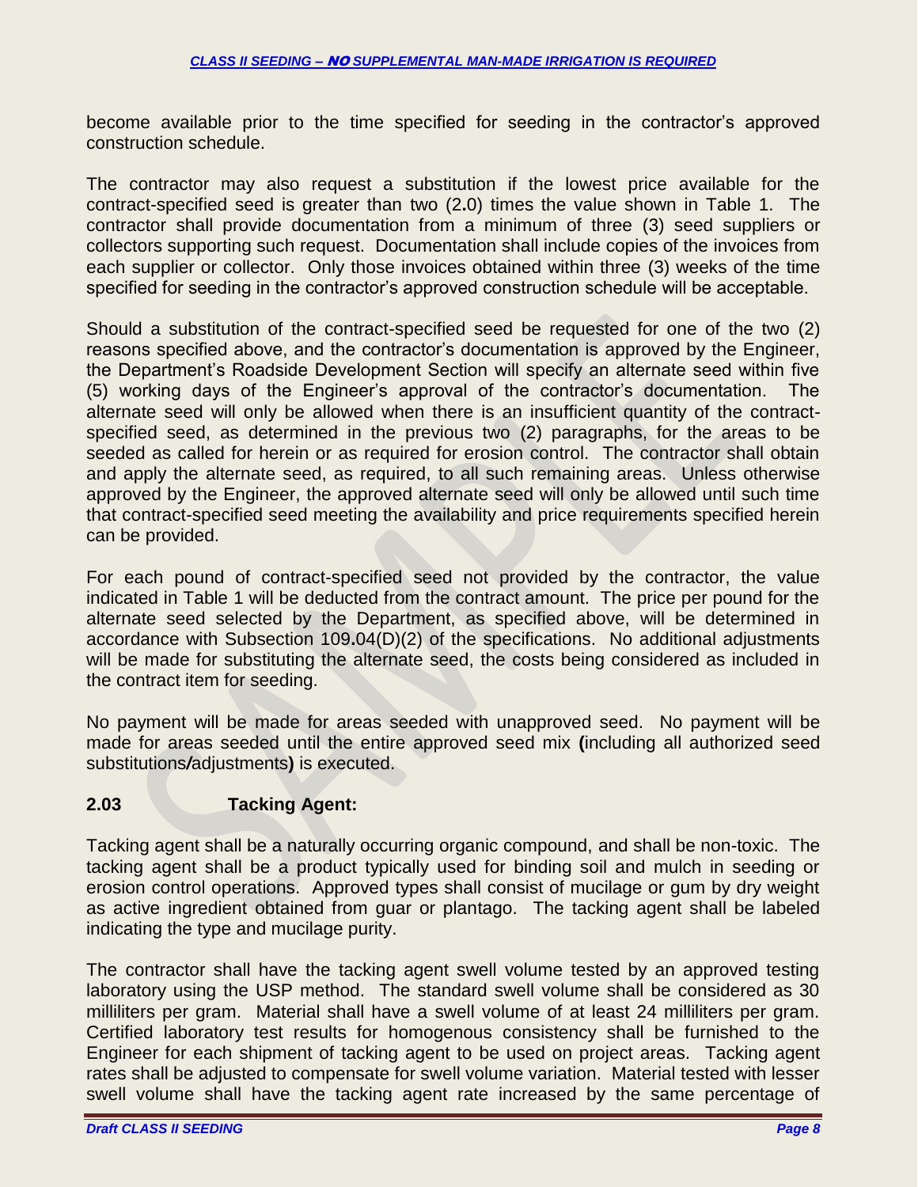become available prior to the time specified for seeding in the contractor's approved construction schedule.

The contractor may also request a substitution if the lowest price available for the contract-specified seed is greater than two (2.0) times the value shown in Table 1. The contractor shall provide documentation from a minimum of three (3) seed suppliers or collectors supporting such request. Documentation shall include copies of the invoices from each supplier or collector. Only those invoices obtained within three (3) weeks of the time specified for seeding in the contractor's approved construction schedule will be acceptable.

Should a substitution of the contract-specified seed be requested for one of the two (2) reasons specified above, and the contractor's documentation is approved by the Engineer, the Department's Roadside Development Section will specify an alternate seed within five (5) working days of the Engineer's approval of the contractor's documentation. The alternate seed will only be allowed when there is an insufficient quantity of the contract-specified seed, as determined in the previous two (2) paragraphs, for the areas to be seeded as called for herein or as required for erosion control. The contractor shall obtain and apply the alternate seed, as required, to all such remaining areas. Unless otherwise approved by the Engineer, the approved alternate seed will only be allowed until such time that contract-specified seed meeting the availability and price requirements specified herein can be provided.

For each pound of contract-specified seed not provided by the contractor, the value indicated in Table 1 will be deducted from the contract amount. The price per pound for the alternate seed selected by the Department, as specified above, will be determined in accordance with Subsection 109.04(D)(2) of the specifications. No additional adjustments will be made for substituting the alternate seed, the costs being considered as included in the contract item for seeding.

No payment will be made for areas seeded with unapproved seed. No payment will be made for areas seeded until the entire approved seed mix **(**including all authorized seed substitutions**/**adjustments**)** is executed.

### 2.03 Tacking Agent:

Tacking agent shall be a naturally occurring organic compound, and shall be non-toxic. The tacking agent shall be a product typically used for binding soil and mulch in seeding or erosion control operations. Approved types shall consist of mucilage or gum by dry weight as active ingredient obtained from guar or plantago. The tacking agent shall be labeled indicating the type and mucilage purity.

The contractor shall have the tacking agent swell volume tested by an approved testing laboratory using the USP method. The standard swell volume shall be considered as 30 milliliters per gram. Material shall have a swell volume of at least 24 milliliters per gram. Certified laboratory test results for homogenous consistency shall be furnished to the Engineer for each shipment of tacking agent to be used on project areas. Tacking agent rates shall be adjusted to compensate for swell volume variation. Material tested with lesser swell volume shall have the tacking agent rate increased by the same percentage of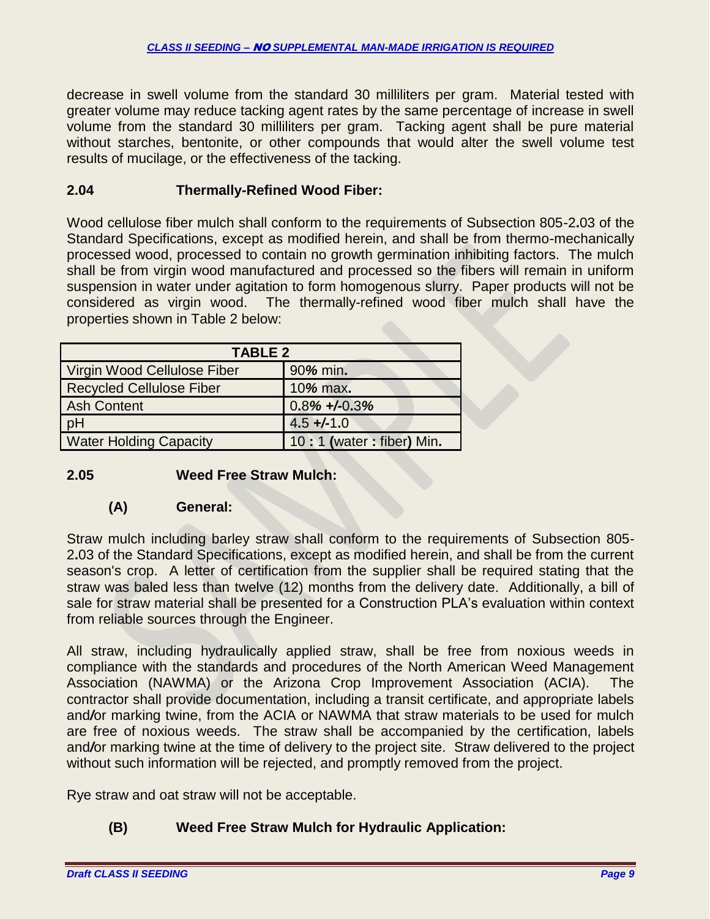decrease in swell volume from the standard 30 milliliters per gram. Material tested with greater volume may reduce tacking agent rates by the same percentage of increase in swell volume from the standard 30 milliliters per gram. Tacking agent shall be pure material without starches, bentonite, or other compounds that would alter the swell volume test results of mucilage, or the effectiveness of the tacking.

### 2.04 Thermally-Refined Wood Fiber:

Wood cellulose fiber mulch shall conform to the requirements of Subsection 805-2.03 of the Standard Specifications, except as modified herein, and shall be from thermo-mechanically processed wood, processed to contain no growth germination inhibiting factors. The mulch shall be from virgin wood manufactured and processed so the fibers will remain in uniform suspension in water under agitation to form homogenous slurry. Paper products will not be considered as virgin wood. The thermally-refined wood fiber mulch shall have the properties shown in Table 2 below:

| TABLE 2 | |
|---|---|
| Virgin Wood Cellulose Fiber | 90% min. |
| Recycled Cellulose Fiber | 10% max. |
| Ash Content | 0.8% +/-0.3% |
| pH | 4.5 +/-1.0 |
| Water Holding Capacity | 10 : 1 (water : fiber) Min. |

### 2.05 Weed Free Straw Mulch:

#### (A) General:

Straw mulch including barley straw shall conform to the requirements of Subsection 805-2.03 of the Standard Specifications, except as modified herein, and shall be from the current season's crop. A letter of certification from the supplier shall be required stating that the straw was baled less than twelve (12) months from the delivery date. Additionally, a bill of sale for straw material shall be presented for a Construction PLA's evaluation within context from reliable sources through the Engineer.

All straw, including hydraulically applied straw, shall be free from noxious weeds in compliance with the standards and procedures of the North American Weed Management Association (NAWMA) or the Arizona Crop Improvement Association (ACIA). The contractor shall provide documentation, including a transit certificate, and appropriate labels and/or marking twine, from the ACIA or NAWMA that straw materials to be used for mulch are free of noxious weeds. The straw shall be accompanied by the certification, labels and/or marking twine at the time of delivery to the project site. Straw delivered to the project without such information will be rejected, and promptly removed from the project.

Rye straw and oat straw will not be acceptable.

#### (B) Weed Free Straw Mulch for Hydraulic Application: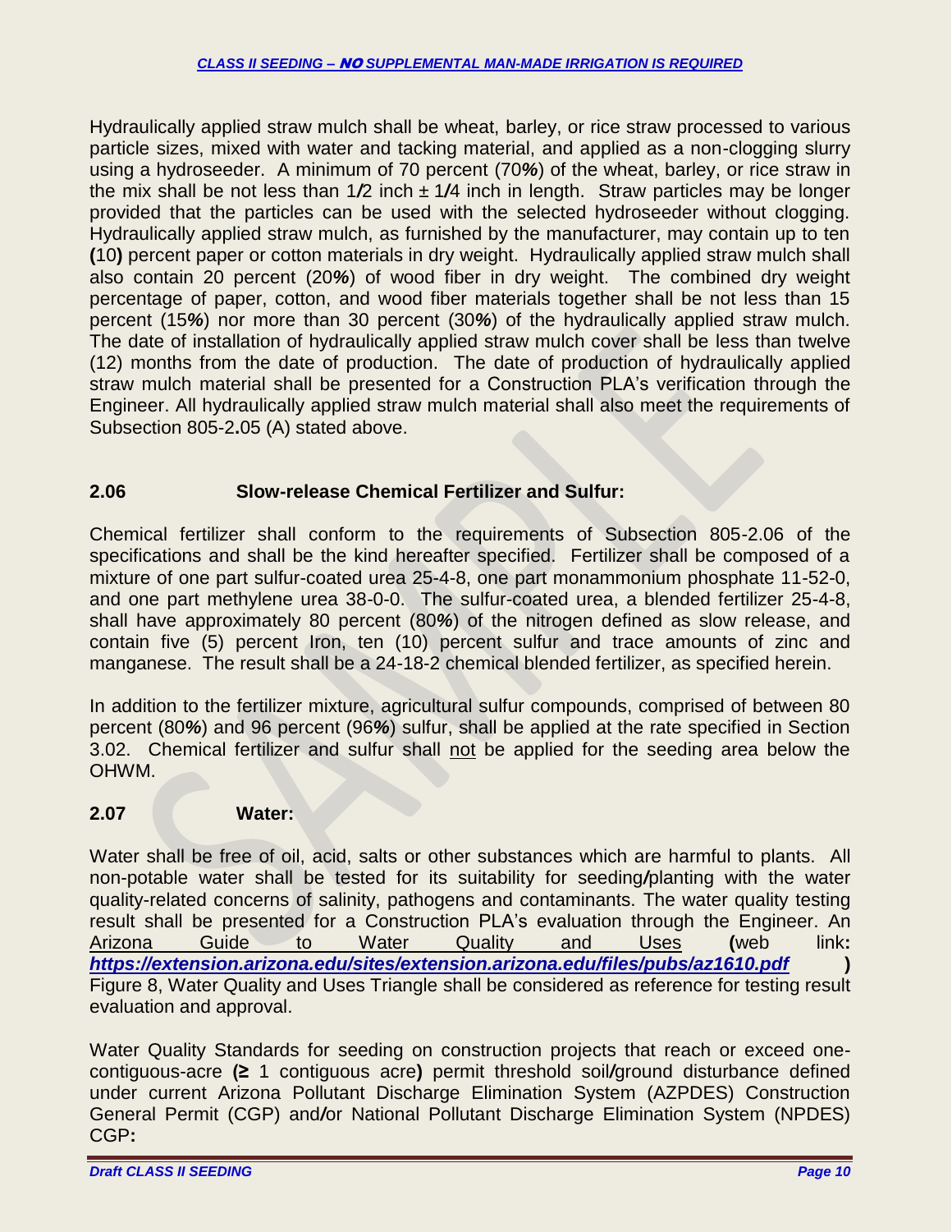Hydraulically applied straw mulch shall be wheat, barley, or rice straw processed to various particle sizes, mixed with water and tacking material, and applied as a non-clogging slurry using a hydroseeder. A minimum of 70 percent (70%) of the wheat, barley, or rice straw in the mix shall be not less than 1/2 inch ± 1/4 inch in length. Straw particles may be longer provided that the particles can be used with the selected hydroseeder without clogging. Hydraulically applied straw mulch, as furnished by the manufacturer, may contain up to ten (10) percent paper or cotton materials in dry weight. Hydraulically applied straw mulch shall also contain 20 percent (20%) of wood fiber in dry weight. The combined dry weight percentage of paper, cotton, and wood fiber materials together shall be not less than 15 percent (15%) nor more than 30 percent (30%) of the hydraulically applied straw mulch. The date of installation of hydraulically applied straw mulch cover shall be less than twelve (12) months from the date of production. The date of production of hydraulically applied straw mulch material shall be presented for a Construction PLA's verification through the Engineer. All hydraulically applied straw mulch material shall also meet the requirements of Subsection 805-2.05 (A) stated above.

## 2.06 Slow-release Chemical Fertilizer and Sulfur:

Chemical fertilizer shall conform to the requirements of Subsection 805-2.06 of the specifications and shall be the kind hereafter specified. Fertilizer shall be composed of a mixture of one part sulfur-coated urea 25-4-8, one part monammonium phosphate 11-52-0, and one part methylene urea 38-0-0. The sulfur-coated urea, a blended fertilizer 25-4-8, shall have approximately 80 percent (80%) of the nitrogen defined as slow release, and contain five (5) percent Iron, ten (10) percent sulfur and trace amounts of zinc and manganese. The result shall be a 24-18-2 chemical blended fertilizer, as specified herein.

In addition to the fertilizer mixture, agricultural sulfur compounds, comprised of between 80 percent (80%) and 96 percent (96%) sulfur, shall be applied at the rate specified in Section 3.02. Chemical fertilizer and sulfur shall not be applied for the seeding area below the OHWM.

## 2.07 Water:

Water shall be free of oil, acid, salts or other substances which are harmful to plants. All non-potable water shall be tested for its suitability for seeding/planting with the water quality-related concerns of salinity, pathogens and contaminants. The water quality testing result shall be presented for a Construction PLA's evaluation through the Engineer. An Arizona Guide to Water Quality and Uses (web link: ***https://extension.arizona.edu/sites/extension.arizona.edu/files/pubs/az1610.pdf***) Figure 8, Water Quality and Uses Triangle shall be considered as reference for testing result evaluation and approval.

Water Quality Standards for seeding on construction projects that reach or exceed one-contiguous-acre (≥ 1 contiguous acre) permit threshold soil/ground disturbance defined under current Arizona Pollutant Discharge Elimination System (AZPDES) Construction General Permit (CGP) and/or National Pollutant Discharge Elimination System (NPDES) CGP: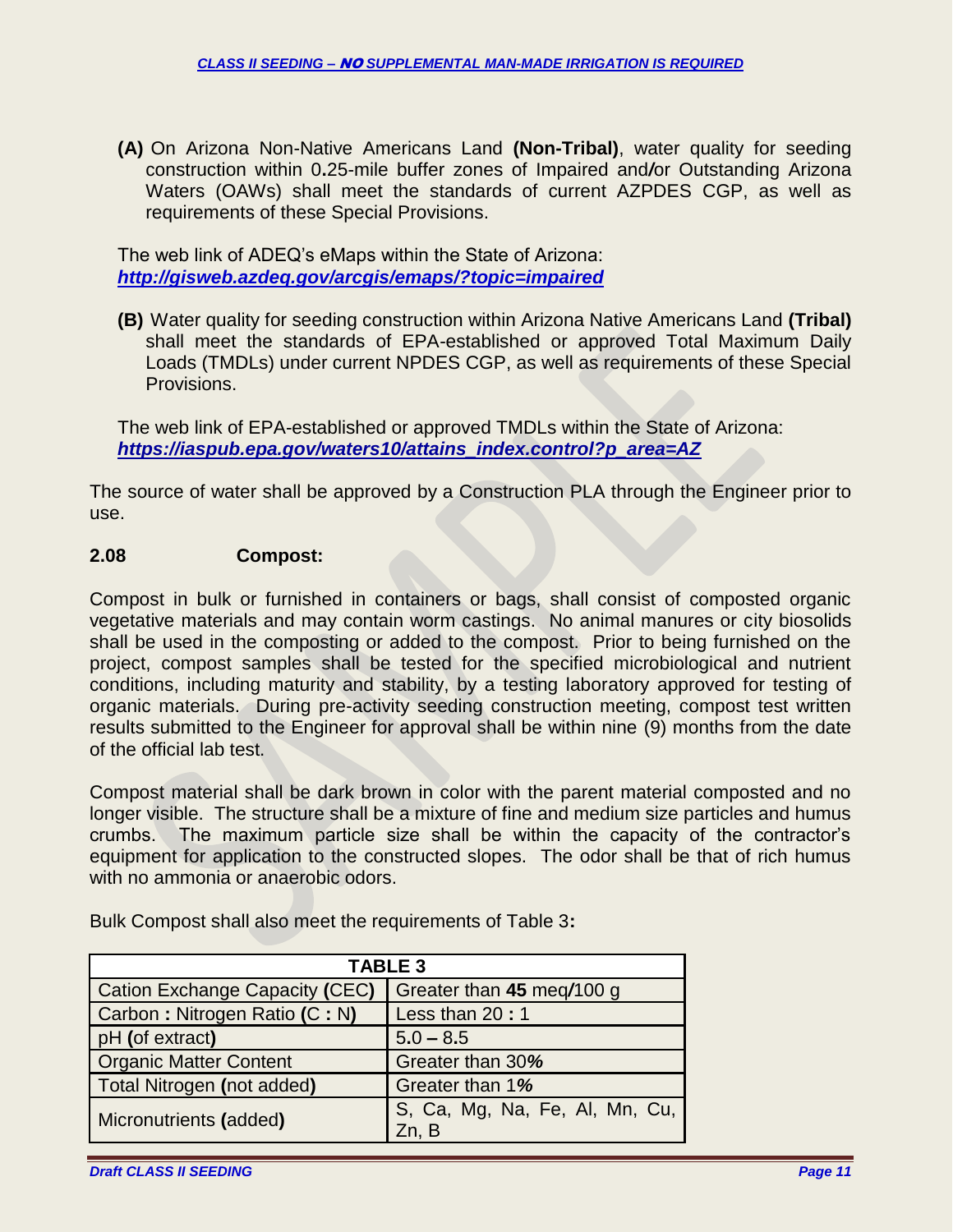**(A)** On Arizona Non-Native Americans Land **(Non-Tribal)**, water quality for seeding construction within 0.25-mile buffer zones of Impaired and/or Outstanding Arizona Waters (OAWs) shall meet the standards of current AZPDES CGP, as well as requirements of these Special Provisions.

The web link of ADEQ's eMaps within the State of Arizona:
***http://gisweb.azdeq.gov/arcgis/emaps/?topic=impaired***

**(B)** Water quality for seeding construction within Arizona Native Americans Land **(Tribal)** shall meet the standards of EPA-established or approved Total Maximum Daily Loads (TMDLs) under current NPDES CGP, as well as requirements of these Special Provisions.

The web link of EPA-established or approved TMDLs within the State of Arizona:
***https://iaspub.epa.gov/waters10/attains_index.control?p_area=AZ***

The source of water shall be approved by a Construction PLA through the Engineer prior to use.

**2.08 Compost:**

Compost in bulk or furnished in containers or bags, shall consist of composted organic vegetative materials and may contain worm castings. No animal manures or city biosolids shall be used in the composting or added to the compost. Prior to being furnished on the project, compost samples shall be tested for the specified microbiological and nutrient conditions, including maturity and stability, by a testing laboratory approved for testing of organic materials. During pre-activity seeding construction meeting, compost test written results submitted to the Engineer for approval shall be within nine (9) months from the date of the official lab test.

Compost material shall be dark brown in color with the parent material composted and no longer visible. The structure shall be a mixture of fine and medium size particles and humus crumbs. The maximum particle size shall be within the capacity of the contractor's equipment for application to the constructed slopes. The odor shall be that of rich humus with no ammonia or anaerobic odors.

Bulk Compost shall also meet the requirements of Table 3:

| **TABLE 3** | |
|---|---|
| Cation Exchange Capacity (CEC) | Greater than **45** meq/100 g |
| Carbon : Nitrogen Ratio (C : N) | Less than 20 : 1 |
| pH (of extract) | 5.0 – 8.5 |
| Organic Matter Content | Greater than 30% |
| Total Nitrogen (not added) | Greater than 1% |
| Micronutrients (added) | S, Ca, Mg, Na, Fe, Al, Mn, Cu, Zn, B |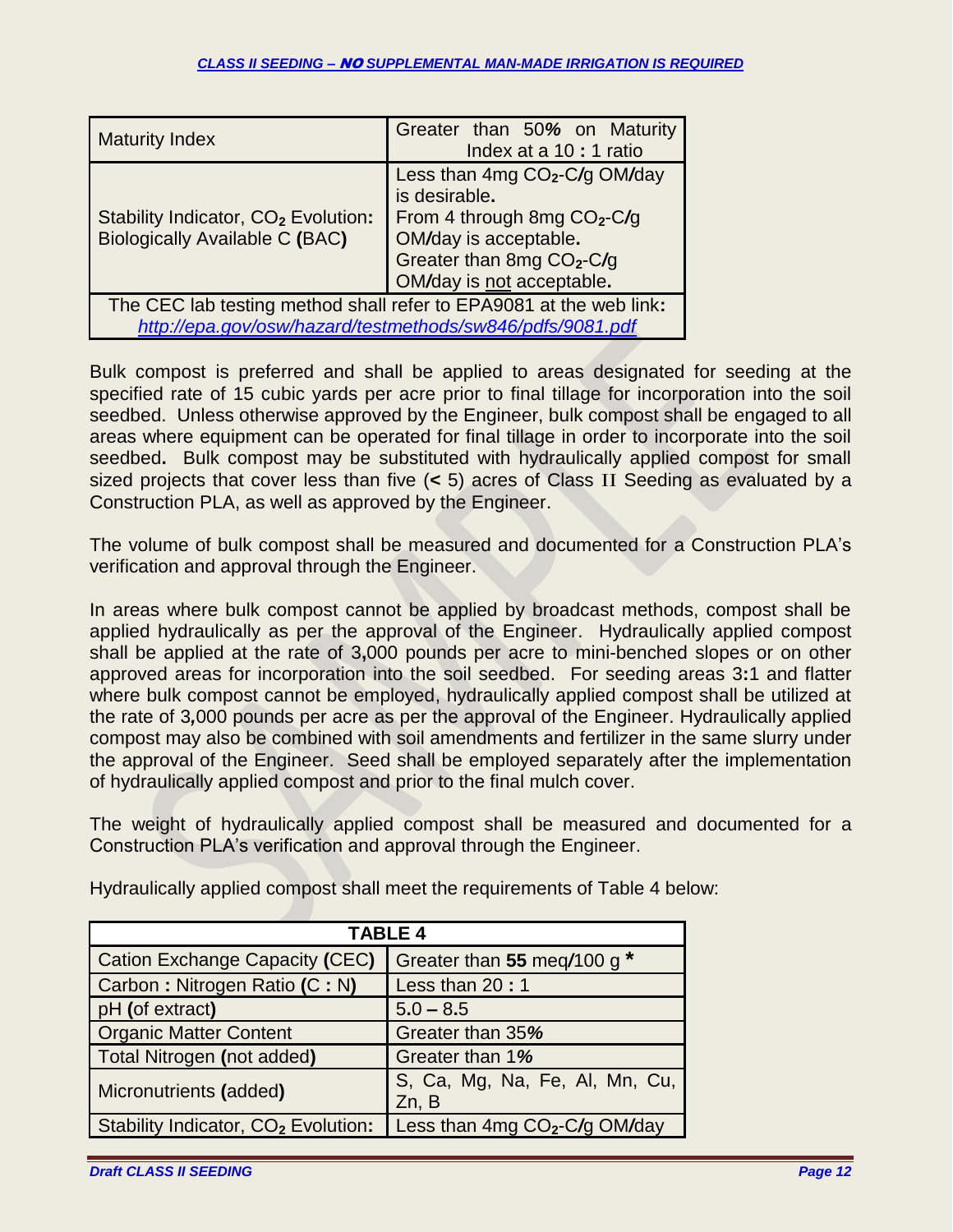| Maturity Index | Greater than 50% on Maturity Index at a 10 : 1 ratio |
|---|---|
| Stability Indicator, $CO_2$ Evolution: Biologically Available C (BAC) | Less than 4mg $CO_2$-C/g OM/day is desirable. From 4 through 8mg $CO_2$-C/g OM/day is acceptable. Greater than 8mg $CO_2$-C/g OM/day is not acceptable. |
| The CEC lab testing method shall refer to EPA9081 at the web link: *http://epa.gov/osw/hazard/testmethods/sw846/pdfs/9081.pdf* | |

Bulk compost is preferred and shall be applied to areas designated for seeding at the specified rate of 15 cubic yards per acre prior to final tillage for incorporation into the soil seedbed. Unless otherwise approved by the Engineer, bulk compost shall be engaged to all areas where equipment can be operated for final tillage in order to incorporate into the soil seedbed. Bulk compost may be substituted with hydraulically applied compost for small sized projects that cover less than five (< 5) acres of Class II Seeding as evaluated by a Construction PLA, as well as approved by the Engineer.

The volume of bulk compost shall be measured and documented for a Construction PLA's verification and approval through the Engineer.

In areas where bulk compost cannot be applied by broadcast methods, compost shall be applied hydraulically as per the approval of the Engineer. Hydraulically applied compost shall be applied at the rate of 3,000 pounds per acre to mini-benched slopes or on other approved areas for incorporation into the soil seedbed. For seeding areas 3:1 and flatter where bulk compost cannot be employed, hydraulically applied compost shall be utilized at the rate of 3,000 pounds per acre as per the approval of the Engineer. Hydraulically applied compost may also be combined with soil amendments and fertilizer in the same slurry under the approval of the Engineer. Seed shall be employed separately after the implementation of hydraulically applied compost and prior to the final mulch cover.

The weight of hydraulically applied compost shall be measured and documented for a Construction PLA's verification and approval through the Engineer.

Hydraulically applied compost shall meet the requirements of Table 4 below:

| **TABLE 4** | |
|---|---|
| Cation Exchange Capacity (CEC) | Greater than **55** meq/100 g **\*** |
| Carbon : Nitrogen Ratio (C : N) | Less than 20 : 1 |
| pH (of extract) | 5.0 – 8.5 |
| Organic Matter Content | Greater than 35% |
| Total Nitrogen (not added) | Greater than 1% |
| Micronutrients (added) | S, Ca, Mg, Na, Fe, Al, Mn, Cu, Zn, B |
| Stability Indicator, $CO_2$ Evolution: | Less than 4mg $CO_2$-C/g OM/day |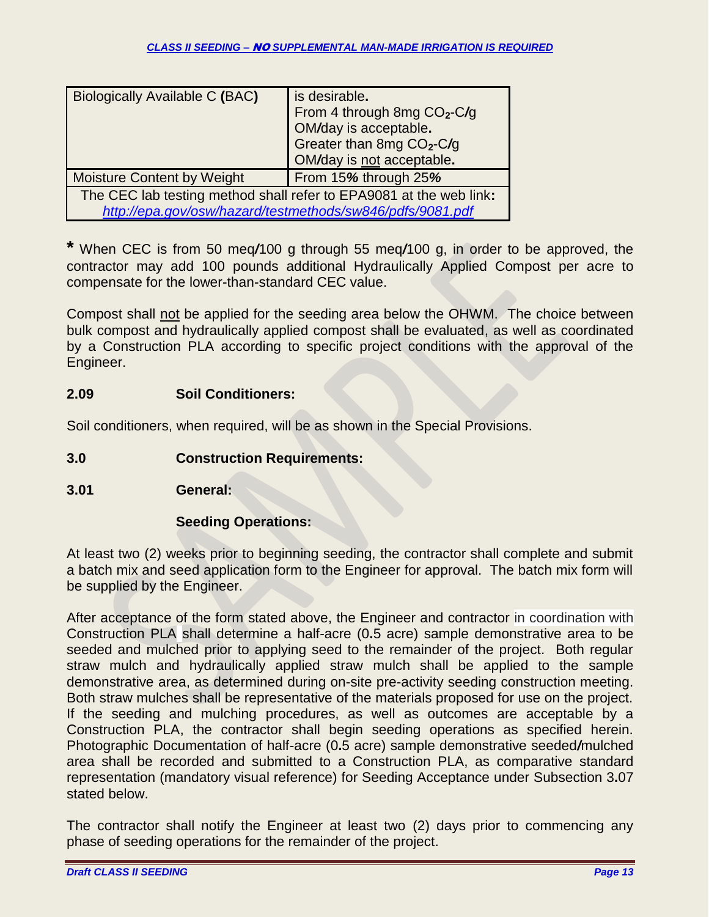| Biologically Available C (BAC) | is desirable. From 4 through 8mg $CO_2$-C/g OM/day is acceptable. Greater than 8mg $CO_2$-C/g OM/day is not acceptable. |
|---|---|
| Moisture Content by Weight | From 15% through 25% |
| The CEC lab testing method shall refer to EPA9081 at the web link: http://epa.gov/osw/hazard/testmethods/sw846/pdfs/9081.pdf | |

**\*** When CEC is from 50 meq/100 g through 55 meq/100 g, in order to be approved, the contractor may add 100 pounds additional Hydraulically Applied Compost per acre to compensate for the lower-than-standard CEC value.

Compost shall not be applied for the seeding area below the OHWM. The choice between bulk compost and hydraulically applied compost shall be evaluated, as well as coordinated by a Construction PLA according to specific project conditions with the approval of the Engineer.

### 2.09 Soil Conditioners:

Soil conditioners, when required, will be as shown in the Special Provisions.

## 3.0 Construction Requirements:

### 3.01 General:

**Seeding Operations:**

At least two (2) weeks prior to beginning seeding, the contractor shall complete and submit a batch mix and seed application form to the Engineer for approval. The batch mix form will be supplied by the Engineer.

After acceptance of the form stated above, the Engineer and contractor in coordination with Construction PLA shall determine a half-acre (0.5 acre) sample demonstrative area to be seeded and mulched prior to applying seed to the remainder of the project. Both regular straw mulch and hydraulically applied straw mulch shall be applied to the sample demonstrative area, as determined during on-site pre-activity seeding construction meeting. Both straw mulches shall be representative of the materials proposed for use on the project. If the seeding and mulching procedures, as well as outcomes are acceptable by a Construction PLA, the contractor shall begin seeding operations as specified herein. Photographic Documentation of half-acre (0.5 acre) sample demonstrative seeded/mulched area shall be recorded and submitted to a Construction PLA, as comparative standard representation (mandatory visual reference) for Seeding Acceptance under Subsection 3.07 stated below.

The contractor shall notify the Engineer at least two (2) days prior to commencing any phase of seeding operations for the remainder of the project.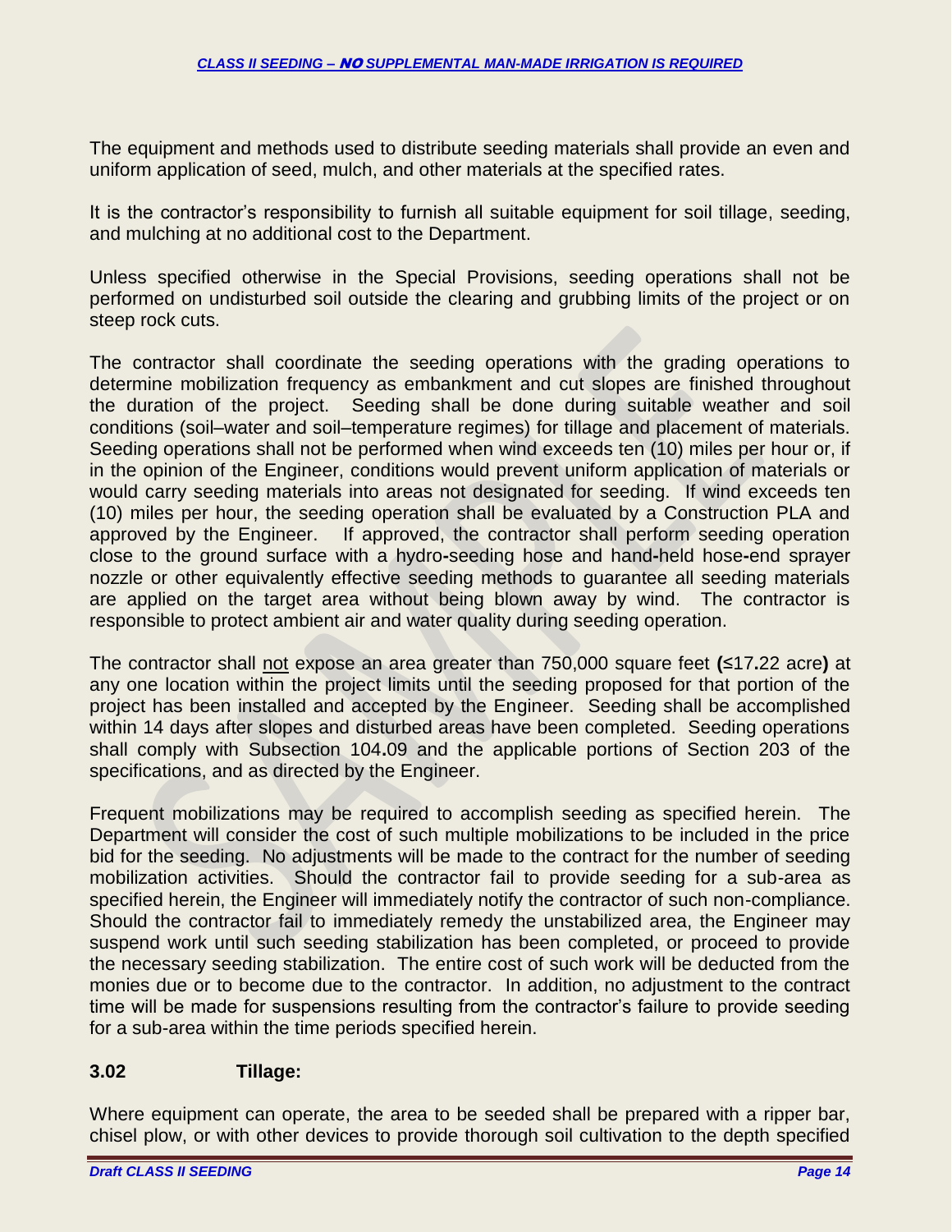The equipment and methods used to distribute seeding materials shall provide an even and uniform application of seed, mulch, and other materials at the specified rates.

It is the contractor's responsibility to furnish all suitable equipment for soil tillage, seeding, and mulching at no additional cost to the Department.

Unless specified otherwise in the Special Provisions, seeding operations shall not be performed on undisturbed soil outside the clearing and grubbing limits of the project or on steep rock cuts.

The contractor shall coordinate the seeding operations with the grading operations to determine mobilization frequency as embankment and cut slopes are finished throughout the duration of the project. Seeding shall be done during suitable weather and soil conditions (soil–water and soil–temperature regimes) for tillage and placement of materials. Seeding operations shall not be performed when wind exceeds ten (10) miles per hour or, if in the opinion of the Engineer, conditions would prevent uniform application of materials or would carry seeding materials into areas not designated for seeding. If wind exceeds ten (10) miles per hour, the seeding operation shall be evaluated by a Construction PLA and approved by the Engineer. If approved, the contractor shall perform seeding operation close to the ground surface with a hydro-seeding hose and hand-held hose-end sprayer nozzle or other equivalently effective seeding methods to guarantee all seeding materials are applied on the target area without being blown away by wind. The contractor is responsible to protect ambient air and water quality during seeding operation.

The contractor shall not expose an area greater than 750,000 square feet **(**≤17**.**22 acre**)** at any one location within the project limits until the seeding proposed for that portion of the project has been installed and accepted by the Engineer. Seeding shall be accomplished within 14 days after slopes and disturbed areas have been completed. Seeding operations shall comply with Subsection 104**.**09 and the applicable portions of Section 203 of the specifications, and as directed by the Engineer.

Frequent mobilizations may be required to accomplish seeding as specified herein. The Department will consider the cost of such multiple mobilizations to be included in the price bid for the seeding. No adjustments will be made to the contract for the number of seeding mobilization activities. Should the contractor fail to provide seeding for a sub-area as specified herein, the Engineer will immediately notify the contractor of such non-compliance. Should the contractor fail to immediately remedy the unstabilized area, the Engineer may suspend work until such seeding stabilization has been completed, or proceed to provide the necessary seeding stabilization. The entire cost of such work will be deducted from the monies due or to become due to the contractor. In addition, no adjustment to the contract time will be made for suspensions resulting from the contractor's failure to provide seeding for a sub-area within the time periods specified herein.

### 3.02 Tillage:

Where equipment can operate, the area to be seeded shall be prepared with a ripper bar, chisel plow, or with other devices to provide thorough soil cultivation to the depth specified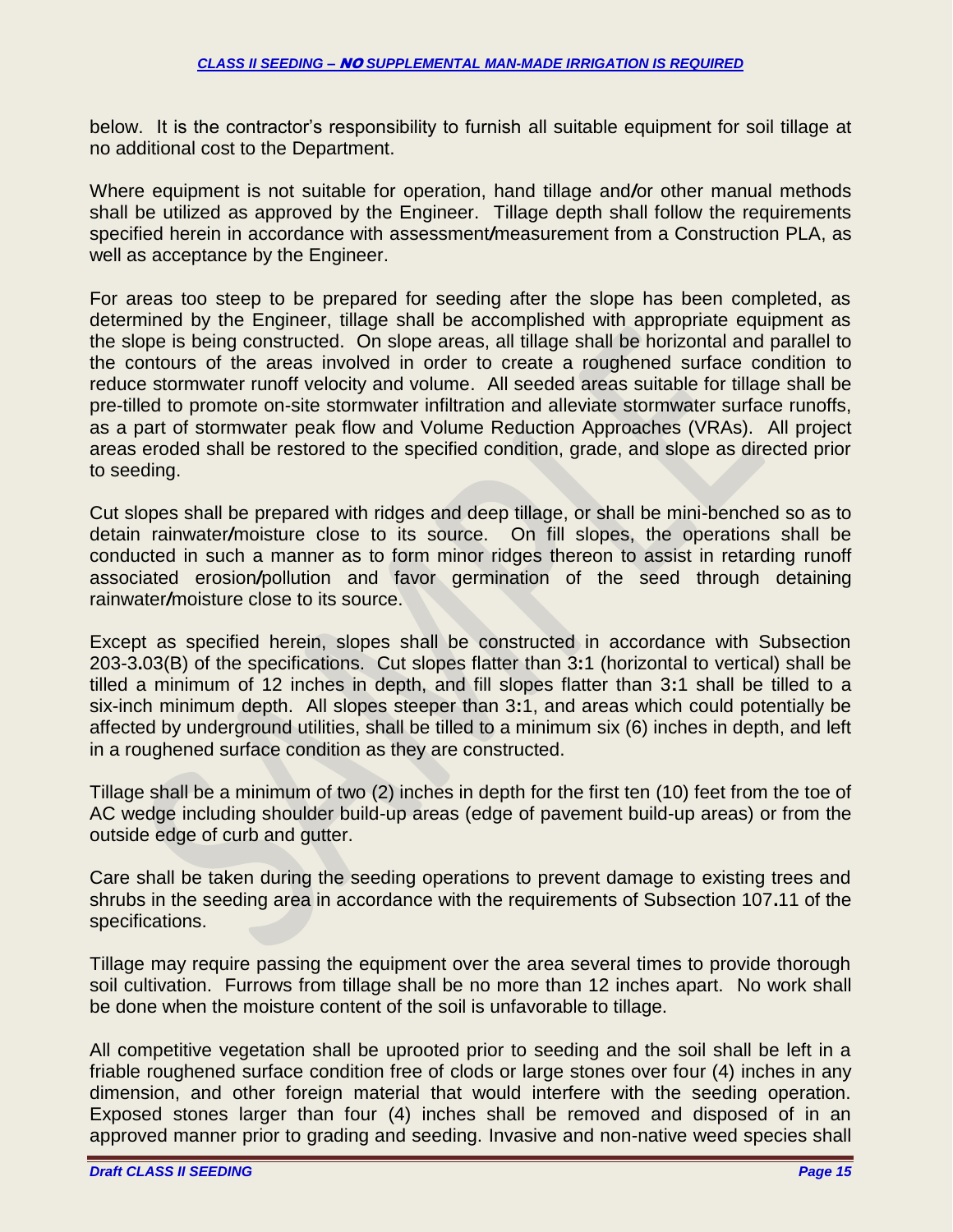below. It is the contractor's responsibility to furnish all suitable equipment for soil tillage at no additional cost to the Department.

Where equipment is not suitable for operation, hand tillage and/or other manual methods shall be utilized as approved by the Engineer. Tillage depth shall follow the requirements specified herein in accordance with assessment/measurement from a Construction PLA, as well as acceptance by the Engineer.

For areas too steep to be prepared for seeding after the slope has been completed, as determined by the Engineer, tillage shall be accomplished with appropriate equipment as the slope is being constructed. On slope areas, all tillage shall be horizontal and parallel to the contours of the areas involved in order to create a roughened surface condition to reduce stormwater runoff velocity and volume. All seeded areas suitable for tillage shall be pre-tilled to promote on-site stormwater infiltration and alleviate stormwater surface runoffs, as a part of stormwater peak flow and Volume Reduction Approaches (VRAs). All project areas eroded shall be restored to the specified condition, grade, and slope as directed prior to seeding.

Cut slopes shall be prepared with ridges and deep tillage, or shall be mini-benched so as to detain rainwater/moisture close to its source. On fill slopes, the operations shall be conducted in such a manner as to form minor ridges thereon to assist in retarding runoff associated erosion/pollution and favor germination of the seed through detaining rainwater/moisture close to its source.

Except as specified herein, slopes shall be constructed in accordance with Subsection 203-3.03(B) of the specifications. Cut slopes flatter than 3:1 (horizontal to vertical) shall be tilled a minimum of 12 inches in depth, and fill slopes flatter than 3:1 shall be tilled to a six-inch minimum depth. All slopes steeper than 3:1, and areas which could potentially be affected by underground utilities, shall be tilled to a minimum six (6) inches in depth, and left in a roughened surface condition as they are constructed.

Tillage shall be a minimum of two (2) inches in depth for the first ten (10) feet from the toe of AC wedge including shoulder build-up areas (edge of pavement build-up areas) or from the outside edge of curb and gutter.

Care shall be taken during the seeding operations to prevent damage to existing trees and shrubs in the seeding area in accordance with the requirements of Subsection 107.11 of the specifications.

Tillage may require passing the equipment over the area several times to provide thorough soil cultivation. Furrows from tillage shall be no more than 12 inches apart. No work shall be done when the moisture content of the soil is unfavorable to tillage.

All competitive vegetation shall be uprooted prior to seeding and the soil shall be left in a friable roughened surface condition free of clods or large stones over four (4) inches in any dimension, and other foreign material that would interfere with the seeding operation. Exposed stones larger than four (4) inches shall be removed and disposed of in an approved manner prior to grading and seeding. Invasive and non-native weed species shall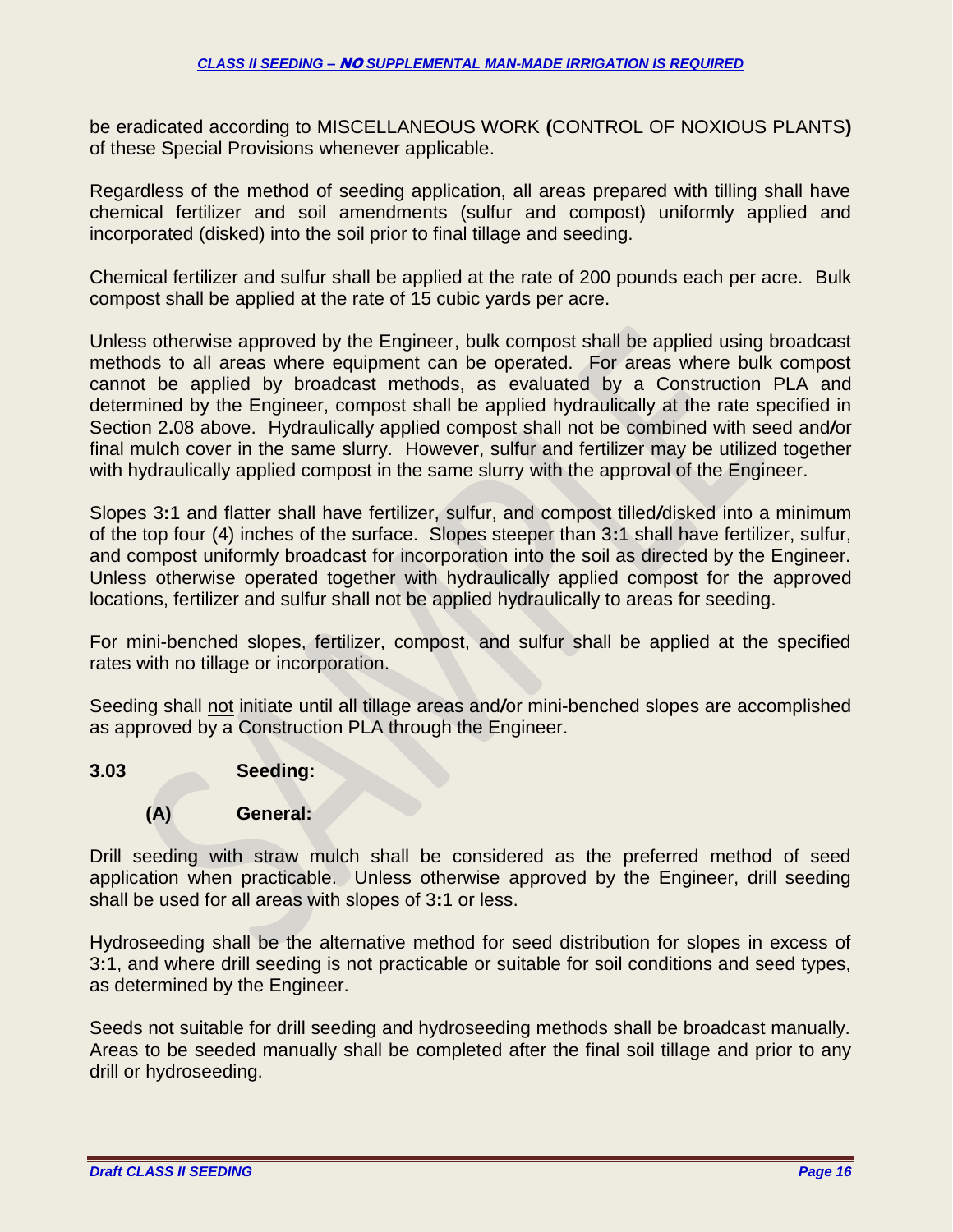be eradicated according to MISCELLANEOUS WORK **(**CONTROL OF NOXIOUS PLANTS**)** of these Special Provisions whenever applicable.

Regardless of the method of seeding application, all areas prepared with tilling shall have chemical fertilizer and soil amendments (sulfur and compost) uniformly applied and incorporated (disked) into the soil prior to final tillage and seeding.

Chemical fertilizer and sulfur shall be applied at the rate of 200 pounds each per acre. Bulk compost shall be applied at the rate of 15 cubic yards per acre.

Unless otherwise approved by the Engineer, bulk compost shall be applied using broadcast methods to all areas where equipment can be operated. For areas where bulk compost cannot be applied by broadcast methods, as evaluated by a Construction PLA and determined by the Engineer, compost shall be applied hydraulically at the rate specified in Section 2**.**08 above. Hydraulically applied compost shall not be combined with seed and**/**or final mulch cover in the same slurry. However, sulfur and fertilizer may be utilized together with hydraulically applied compost in the same slurry with the approval of the Engineer.

Slopes 3**:**1 and flatter shall have fertilizer, sulfur, and compost tilled**/**disked into a minimum of the top four (4) inches of the surface. Slopes steeper than 3**:**1 shall have fertilizer, sulfur, and compost uniformly broadcast for incorporation into the soil as directed by the Engineer. Unless otherwise operated together with hydraulically applied compost for the approved locations, fertilizer and sulfur shall not be applied hydraulically to areas for seeding.

For mini-benched slopes, fertilizer, compost, and sulfur shall be applied at the specified rates with no tillage or incorporation.

Seeding shall <u>not</u> initiate until all tillage areas and**/**or mini-benched slopes are accomplished as approved by a Construction PLA through the Engineer.

### 3.03 Seeding:

#### (A) General:

Drill seeding with straw mulch shall be considered as the preferred method of seed application when practicable. Unless otherwise approved by the Engineer, drill seeding shall be used for all areas with slopes of 3**:**1 or less.

Hydroseeding shall be the alternative method for seed distribution for slopes in excess of 3**:**1, and where drill seeding is not practicable or suitable for soil conditions and seed types, as determined by the Engineer.

Seeds not suitable for drill seeding and hydroseeding methods shall be broadcast manually. Areas to be seeded manually shall be completed after the final soil tillage and prior to any drill or hydroseeding.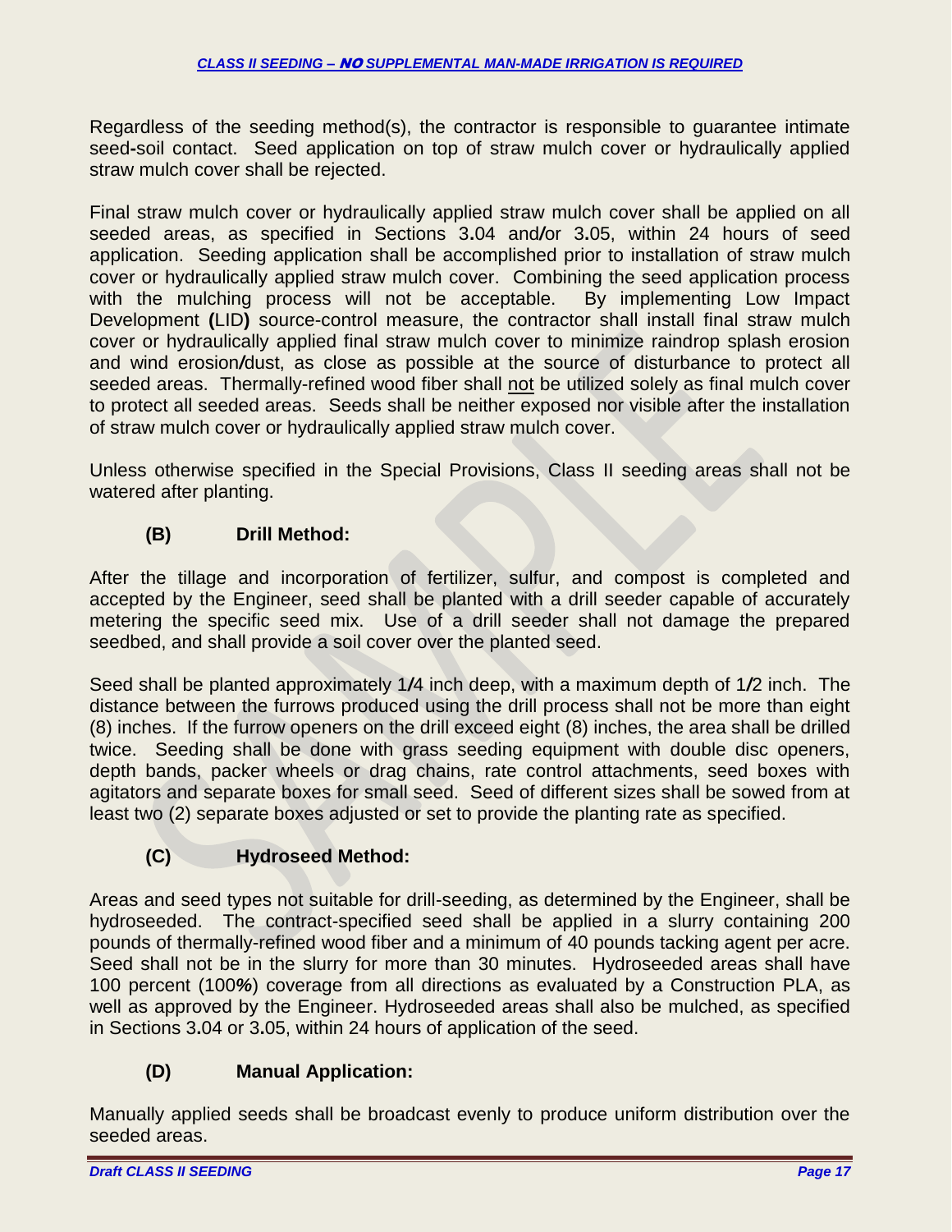Regardless of the seeding method(s), the contractor is responsible to guarantee intimate seed-soil contact. Seed application on top of straw mulch cover or hydraulically applied straw mulch cover shall be rejected.

Final straw mulch cover or hydraulically applied straw mulch cover shall be applied on all seeded areas, as specified in Sections 3.04 and/or 3.05, within 24 hours of seed application. Seeding application shall be accomplished prior to installation of straw mulch cover or hydraulically applied straw mulch cover. Combining the seed application process with the mulching process will not be acceptable. By implementing Low Impact Development (LID) source-control measure, the contractor shall install final straw mulch cover or hydraulically applied final straw mulch cover to minimize raindrop splash erosion and wind erosion/dust, as close as possible at the source of disturbance to protect all seeded areas. Thermally-refined wood fiber shall <u>not</u> be utilized solely as final mulch cover to protect all seeded areas. Seeds shall be neither exposed nor visible after the installation of straw mulch cover or hydraulically applied straw mulch cover.

Unless otherwise specified in the Special Provisions, Class II seeding areas shall not be watered after planting.

### (B) Drill Method:

After the tillage and incorporation of fertilizer, sulfur, and compost is completed and accepted by the Engineer, seed shall be planted with a drill seeder capable of accurately metering the specific seed mix. Use of a drill seeder shall not damage the prepared seedbed, and shall provide a soil cover over the planted seed.

Seed shall be planted approximately 1/4 inch deep, with a maximum depth of 1/2 inch. The distance between the furrows produced using the drill process shall not be more than eight (8) inches. If the furrow openers on the drill exceed eight (8) inches, the area shall be drilled twice. Seeding shall be done with grass seeding equipment with double disc openers, depth bands, packer wheels or drag chains, rate control attachments, seed boxes with agitators and separate boxes for small seed. Seed of different sizes shall be sowed from at least two (2) separate boxes adjusted or set to provide the planting rate as specified.

### (C) Hydroseed Method:

Areas and seed types not suitable for drill-seeding, as determined by the Engineer, shall be hydroseeded. The contract-specified seed shall be applied in a slurry containing 200 pounds of thermally-refined wood fiber and a minimum of 40 pounds tacking agent per acre. Seed shall not be in the slurry for more than 30 minutes. Hydroseeded areas shall have 100 percent (100%) coverage from all directions as evaluated by a Construction PLA, as well as approved by the Engineer. Hydroseeded areas shall also be mulched, as specified in Sections 3.04 or 3.05, within 24 hours of application of the seed.

### (D) Manual Application:

Manually applied seeds shall be broadcast evenly to produce uniform distribution over the seeded areas.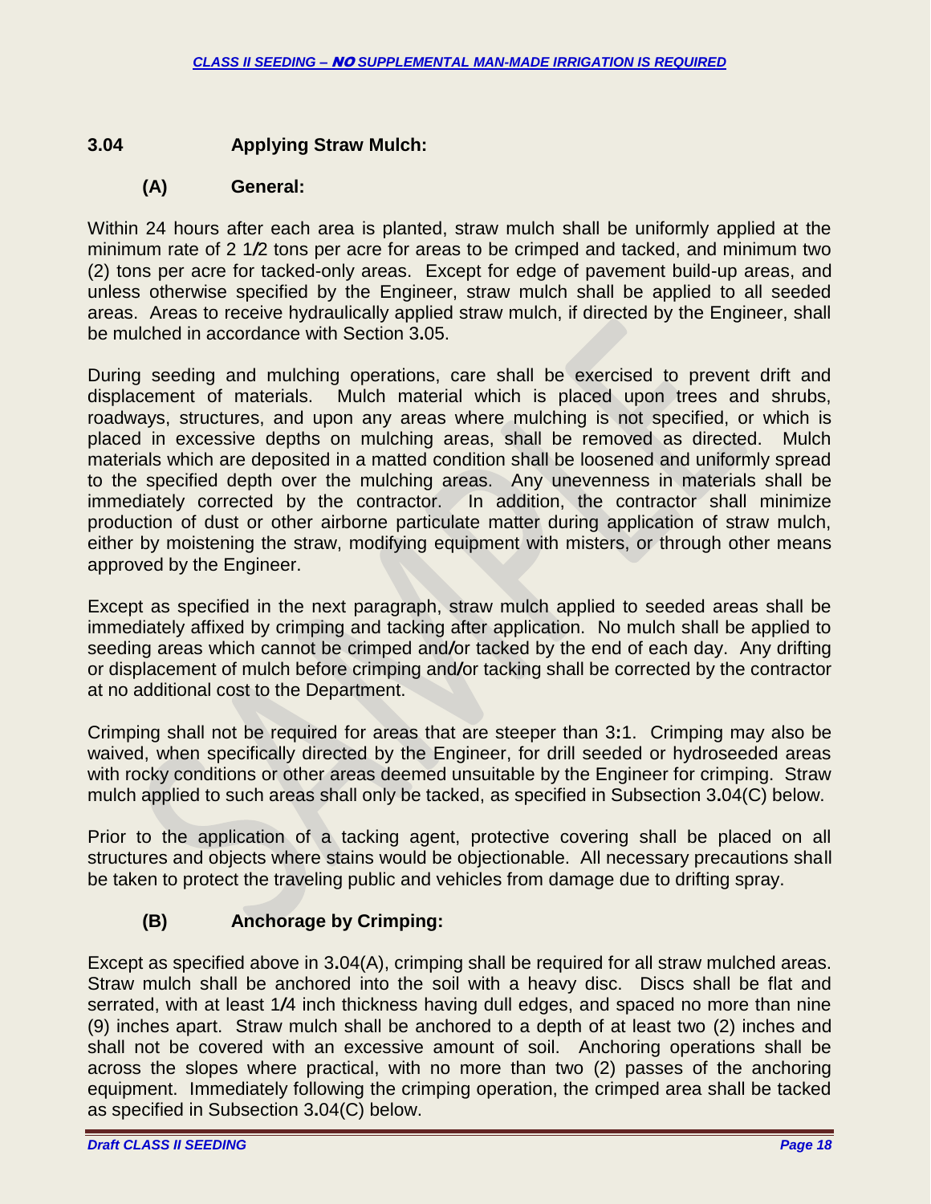### 3.04 Applying Straw Mulch:

#### (A) General:

Within 24 hours after each area is planted, straw mulch shall be uniformly applied at the minimum rate of 2 1/2 tons per acre for areas to be crimped and tacked, and minimum two (2) tons per acre for tacked-only areas. Except for edge of pavement build-up areas, and unless otherwise specified by the Engineer, straw mulch shall be applied to all seeded areas. Areas to receive hydraulically applied straw mulch, if directed by the Engineer, shall be mulched in accordance with Section 3.05.

During seeding and mulching operations, care shall be exercised to prevent drift and displacement of materials. Mulch material which is placed upon trees and shrubs, roadways, structures, and upon any areas where mulching is not specified, or which is placed in excessive depths on mulching areas, shall be removed as directed. Mulch materials which are deposited in a matted condition shall be loosened and uniformly spread to the specified depth over the mulching areas. Any unevenness in materials shall be immediately corrected by the contractor. In addition, the contractor shall minimize production of dust or other airborne particulate matter during application of straw mulch, either by moistening the straw, modifying equipment with misters, or through other means approved by the Engineer.

Except as specified in the next paragraph, straw mulch applied to seeded areas shall be immediately affixed by crimping and tacking after application. No mulch shall be applied to seeding areas which cannot be crimped and/or tacked by the end of each day. Any drifting or displacement of mulch before crimping and/or tacking shall be corrected by the contractor at no additional cost to the Department.

Crimping shall not be required for areas that are steeper than 3:1. Crimping may also be waived, when specifically directed by the Engineer, for drill seeded or hydroseeded areas with rocky conditions or other areas deemed unsuitable by the Engineer for crimping. Straw mulch applied to such areas shall only be tacked, as specified in Subsection 3.04(C) below.

Prior to the application of a tacking agent, protective covering shall be placed on all structures and objects where stains would be objectionable. All necessary precautions shall be taken to protect the traveling public and vehicles from damage due to drifting spray.

#### (B) Anchorage by Crimping:

Except as specified above in 3.04(A), crimping shall be required for all straw mulched areas. Straw mulch shall be anchored into the soil with a heavy disc. Discs shall be flat and serrated, with at least 1/4 inch thickness having dull edges, and spaced no more than nine (9) inches apart. Straw mulch shall be anchored to a depth of at least two (2) inches and shall not be covered with an excessive amount of soil. Anchoring operations shall be across the slopes where practical, with no more than two (2) passes of the anchoring equipment. Immediately following the crimping operation, the crimped area shall be tacked as specified in Subsection 3.04(C) below.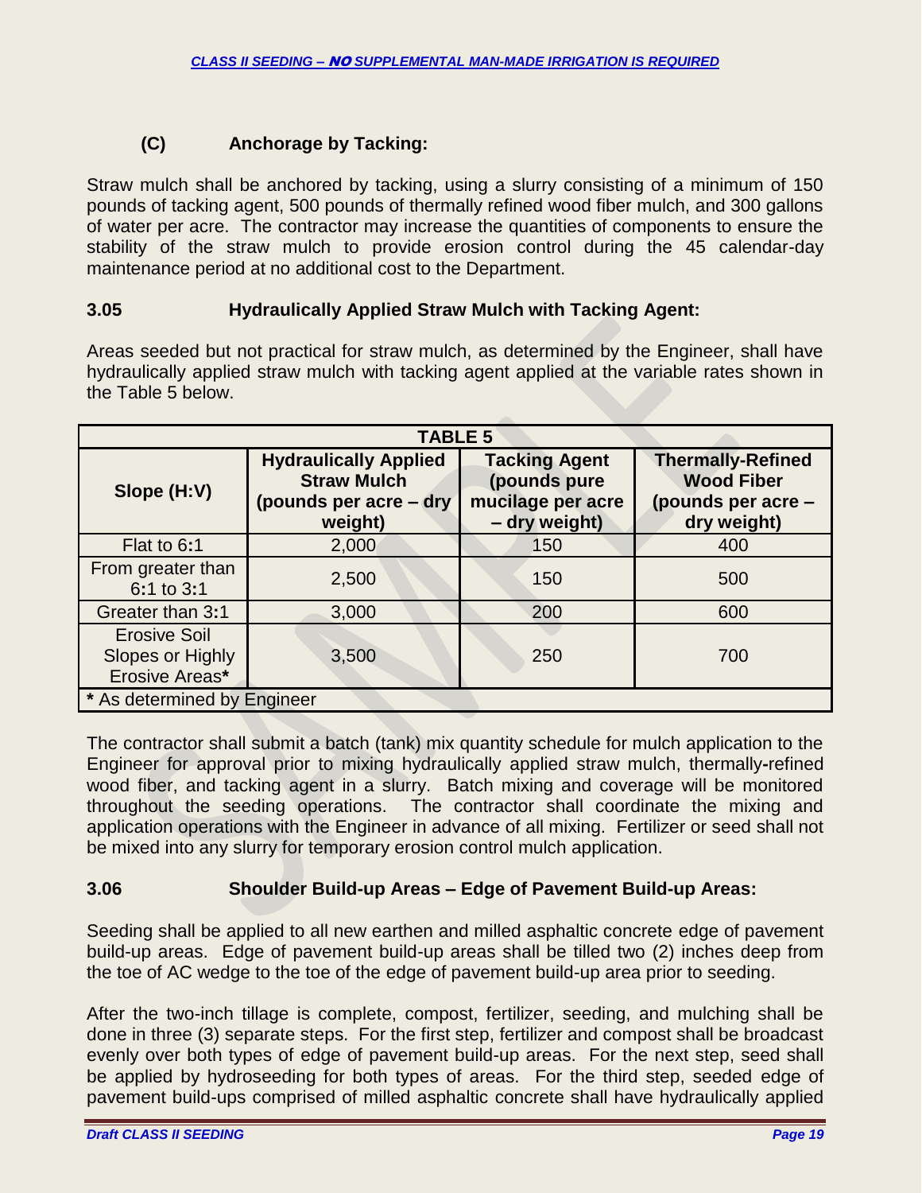### (C) Anchorage by Tacking:

Straw mulch shall be anchored by tacking, using a slurry consisting of a minimum of 150 pounds of tacking agent, 500 pounds of thermally refined wood fiber mulch, and 300 gallons of water per acre. The contractor may increase the quantities of components to ensure the stability of the straw mulch to provide erosion control during the 45 calendar-day maintenance period at no additional cost to the Department.

### 3.05 Hydraulically Applied Straw Mulch with Tacking Agent:

Areas seeded but not practical for straw mulch, as determined by the Engineer, shall have hydraulically applied straw mulch with tacking agent applied at the variable rates shown in the Table 5 below.

**TABLE 5**

| Slope (H:V) | Hydraulically Applied Straw Mulch (pounds per acre – dry weight) | Tacking Agent (pounds pure mucilage per acre – dry weight) | Thermally-Refined Wood Fiber (pounds per acre – dry weight) |
|---|---|---|---|
| Flat to 6:1 | 2,000 | 150 | 400 |
| From greater than 6:1 to 3:1 | 2,500 | 150 | 500 |
| Greater than 3:1 | 3,000 | 200 | 600 |
| Erosive Soil Slopes or Highly Erosive Areas* | 3,500 | 250 | 700 |

**\*** As determined by Engineer

The contractor shall submit a batch (tank) mix quantity schedule for mulch application to the Engineer for approval prior to mixing hydraulically applied straw mulch, thermally-refined wood fiber, and tacking agent in a slurry. Batch mixing and coverage will be monitored throughout the seeding operations. The contractor shall coordinate the mixing and application operations with the Engineer in advance of all mixing. Fertilizer or seed shall not be mixed into any slurry for temporary erosion control mulch application.

### 3.06 Shoulder Build-up Areas – Edge of Pavement Build-up Areas:

Seeding shall be applied to all new earthen and milled asphaltic concrete edge of pavement build-up areas. Edge of pavement build-up areas shall be tilled two (2) inches deep from the toe of AC wedge to the toe of the edge of pavement build-up area prior to seeding.

After the two-inch tillage is complete, compost, fertilizer, seeding, and mulching shall be done in three (3) separate steps. For the first step, fertilizer and compost shall be broadcast evenly over both types of edge of pavement build-up areas. For the next step, seed shall be applied by hydroseeding for both types of areas. For the third step, seeded edge of pavement build-ups comprised of milled asphaltic concrete shall have hydraulically applied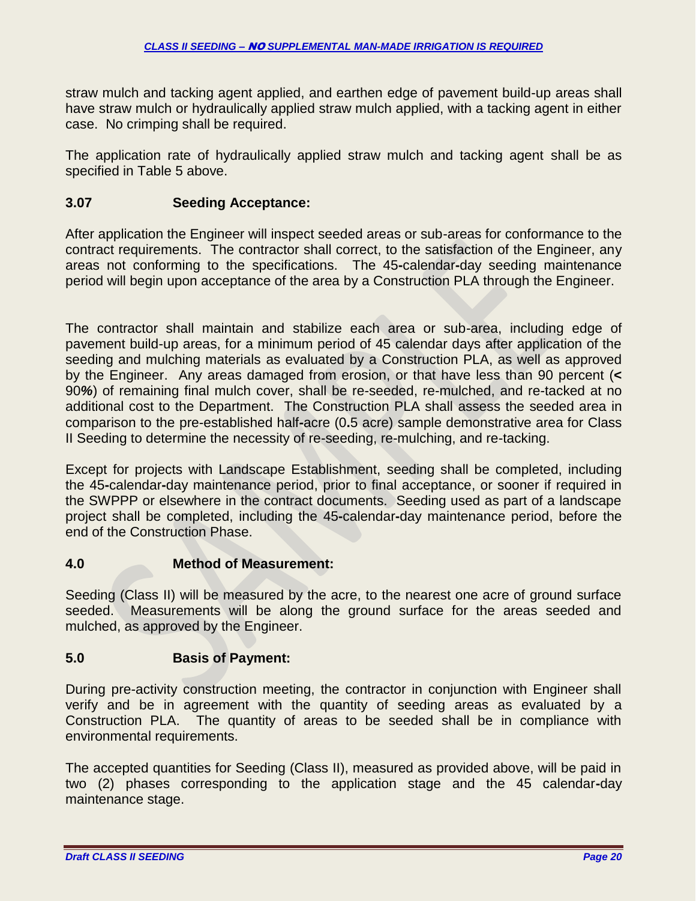straw mulch and tacking agent applied, and earthen edge of pavement build-up areas shall have straw mulch or hydraulically applied straw mulch applied, with a tacking agent in either case. No crimping shall be required.

The application rate of hydraulically applied straw mulch and tacking agent shall be as specified in Table 5 above.

### 3.07 Seeding Acceptance:

After application the Engineer will inspect seeded areas or sub-areas for conformance to the contract requirements. The contractor shall correct, to the satisfaction of the Engineer, any areas not conforming to the specifications. The 45-calendar-day seeding maintenance period will begin upon acceptance of the area by a Construction PLA through the Engineer.

The contractor shall maintain and stabilize each area or sub-area, including edge of pavement build-up areas, for a minimum period of 45 calendar days after application of the seeding and mulching materials as evaluated by a Construction PLA, as well as approved by the Engineer. Any areas damaged from erosion, or that have less than 90 percent (**<** 90***%***) of remaining final mulch cover, shall be re-seeded, re-mulched, and re-tacked at no additional cost to the Department. The Construction PLA shall assess the seeded area in comparison to the pre-established half-acre (0.5 acre) sample demonstrative area for Class II Seeding to determine the necessity of re-seeding, re-mulching, and re-tacking.

Except for projects with Landscape Establishment, seeding shall be completed, including the 45-calendar-day maintenance period, prior to final acceptance, or sooner if required in the SWPPP or elsewhere in the contract documents. Seeding used as part of a landscape project shall be completed, including the 45-calendar-day maintenance period, before the end of the Construction Phase.

## 4.0 Method of Measurement:

Seeding (Class II) will be measured by the acre, to the nearest one acre of ground surface seeded. Measurements will be along the ground surface for the areas seeded and mulched, as approved by the Engineer.

## 5.0 Basis of Payment:

During pre-activity construction meeting, the contractor in conjunction with Engineer shall verify and be in agreement with the quantity of seeding areas as evaluated by a Construction PLA. The quantity of areas to be seeded shall be in compliance with environmental requirements.

The accepted quantities for Seeding (Class II), measured as provided above, will be paid in two (2) phases corresponding to the application stage and the 45 calendar-day maintenance stage.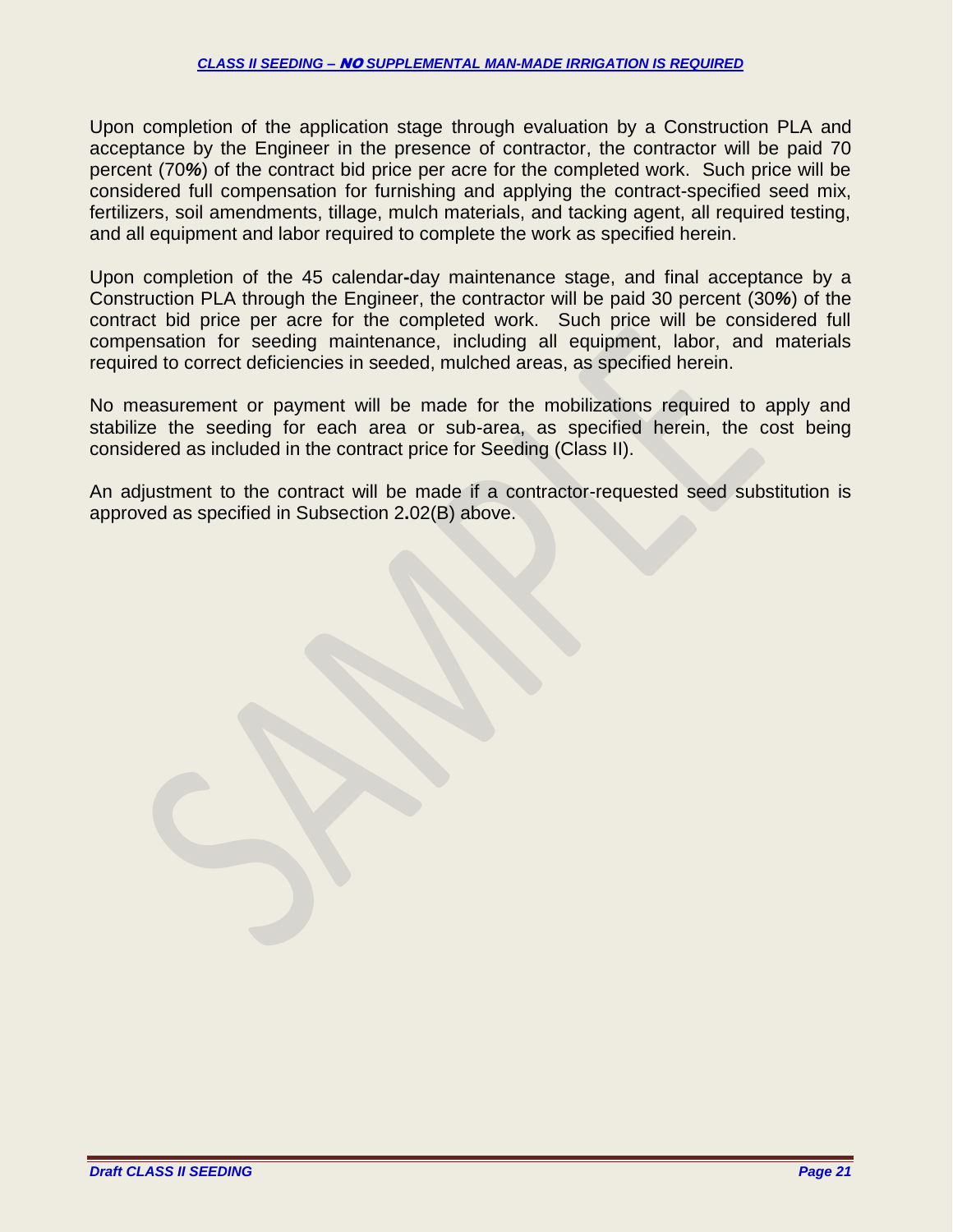Upon completion of the application stage through evaluation by a Construction PLA and acceptance by the Engineer in the presence of contractor, the contractor will be paid 70 percent (70*%*) of the contract bid price per acre for the completed work. Such price will be considered full compensation for furnishing and applying the contract-specified seed mix, fertilizers, soil amendments, tillage, mulch materials, and tacking agent, all required testing, and all equipment and labor required to complete the work as specified herein.

Upon completion of the 45 calendar-day maintenance stage, and final acceptance by a Construction PLA through the Engineer, the contractor will be paid 30 percent (30*%*) of the contract bid price per acre for the completed work. Such price will be considered full compensation for seeding maintenance, including all equipment, labor, and materials required to correct deficiencies in seeded, mulched areas, as specified herein.

No measurement or payment will be made for the mobilizations required to apply and stabilize the seeding for each area or sub-area, as specified herein, the cost being considered as included in the contract price for Seeding (Class II).

An adjustment to the contract will be made if a contractor-requested seed substitution is approved as specified in Subsection 2.02(B) above.